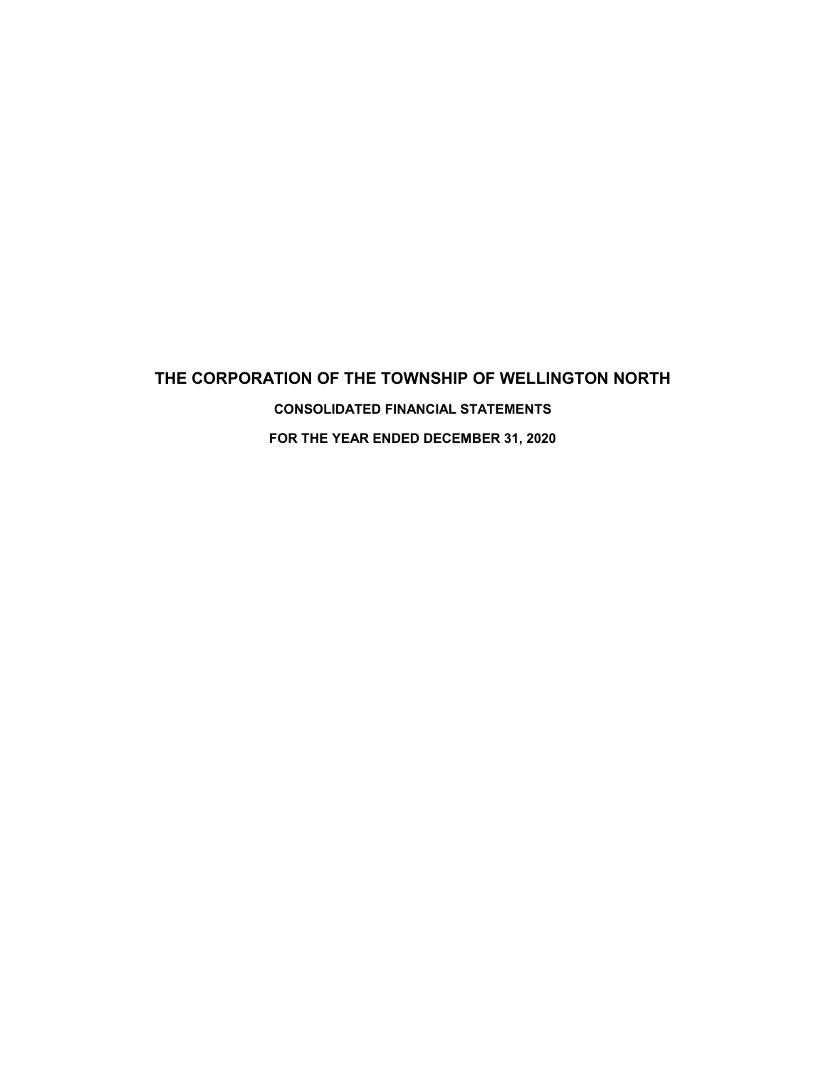# THE CORPORATION OF THE TOWNSHIP OF WELLINGTON NORTH

## CONSOLIDATED FINANCIAL STATEMENTS

## FOR THE YEAR ENDED DECEMBER 31, 2020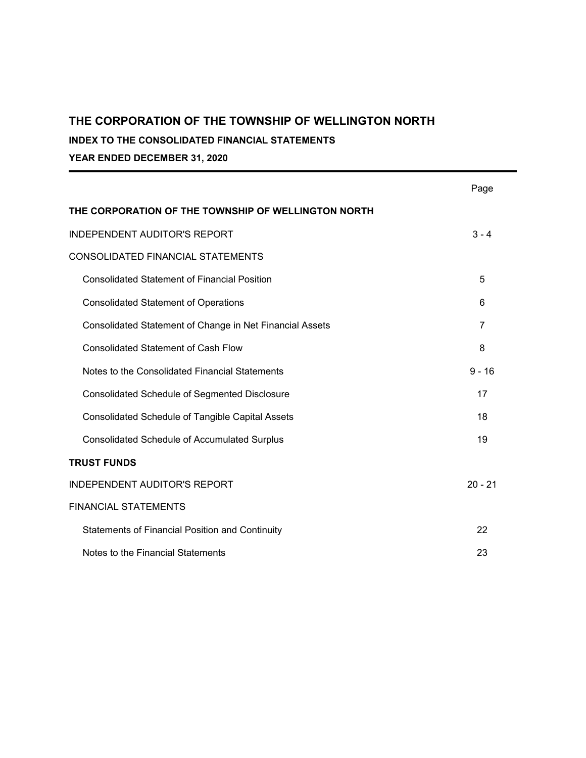# THE CORPORATION OF THE TOWNSHIP OF WELLINGTON NORTH

## INDEX TO THE CONSOLIDATED FINANCIAL STATEMENTS

## YEAR ENDED DECEMBER 31, 2020

| | Page |
|---|---|
| **THE CORPORATION OF THE TOWNSHIP OF WELLINGTON NORTH** | |
| INDEPENDENT AUDITOR'S REPORT | 3 - 4 |
| CONSOLIDATED FINANCIAL STATEMENTS | |
| Consolidated Statement of Financial Position | 5 |
| Consolidated Statement of Operations | 6 |
| Consolidated Statement of Change in Net Financial Assets | 7 |
| Consolidated Statement of Cash Flow | 8 |
| Notes to the Consolidated Financial Statements | 9 - 16 |
| Consolidated Schedule of Segmented Disclosure | 17 |
| Consolidated Schedule of Tangible Capital Assets | 18 |
| Consolidated Schedule of Accumulated Surplus | 19 |
| **TRUST FUNDS** | |
| INDEPENDENT AUDITOR'S REPORT | 20 - 21 |
| FINANCIAL STATEMENTS | |
| Statements of Financial Position and Continuity | 22 |
| Notes to the Financial Statements | 23 |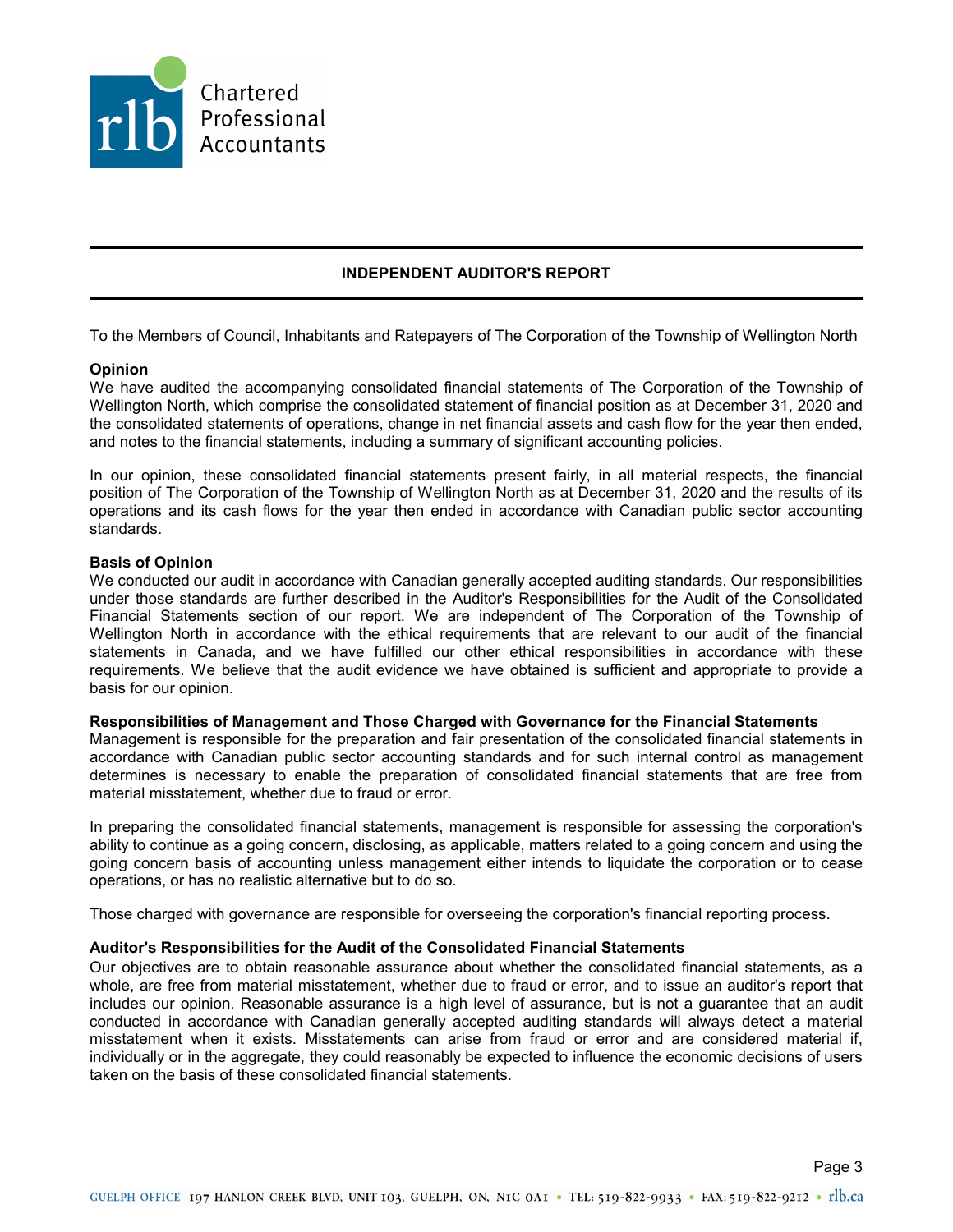# INDEPENDENT AUDITOR'S REPORT

To the Members of Council, Inhabitants and Ratepayers of The Corporation of the Township of Wellington North

**Opinion**

We have audited the accompanying consolidated financial statements of The Corporation of the Township of Wellington North, which comprise the consolidated statement of financial position as at December 31, 2020 and the consolidated statements of operations, change in net financial assets and cash flow for the year then ended, and notes to the financial statements, including a summary of significant accounting policies.

In our opinion, these consolidated financial statements present fairly, in all material respects, the financial position of The Corporation of the Township of Wellington North as at December 31, 2020 and the results of its operations and its cash flows for the year then ended in accordance with Canadian public sector accounting standards.

**Basis of Opinion**

We conducted our audit in accordance with Canadian generally accepted auditing standards. Our responsibilities under those standards are further described in the Auditor's Responsibilities for the Audit of the Consolidated Financial Statements section of our report. We are independent of The Corporation of the Township of Wellington North in accordance with the ethical requirements that are relevant to our audit of the financial statements in Canada, and we have fulfilled our other ethical responsibilities in accordance with these requirements. We believe that the audit evidence we have obtained is sufficient and appropriate to provide a basis for our opinion.

**Responsibilities of Management and Those Charged with Governance for the Financial Statements**

Management is responsible for the preparation and fair presentation of the consolidated financial statements in accordance with Canadian public sector accounting standards and for such internal control as management determines is necessary to enable the preparation of consolidated financial statements that are free from material misstatement, whether due to fraud or error.

In preparing the consolidated financial statements, management is responsible for assessing the corporation's ability to continue as a going concern, disclosing, as applicable, matters related to a going concern and using the going concern basis of accounting unless management either intends to liquidate the corporation or to cease operations, or has no realistic alternative but to do so.

Those charged with governance are responsible for overseeing the corporation's financial reporting process.

**Auditor's Responsibilities for the Audit of the Consolidated Financial Statements**

Our objectives are to obtain reasonable assurance about whether the consolidated financial statements, as a whole, are free from material misstatement, whether due to fraud or error, and to issue an auditor's report that includes our opinion. Reasonable assurance is a high level of assurance, but is not a guarantee that an audit conducted in accordance with Canadian generally accepted auditing standards will always detect a material misstatement when it exists. Misstatements can arise from fraud or error and are considered material if, individually or in the aggregate, they could reasonably be expected to influence the economic decisions of users taken on the basis of these consolidated financial statements.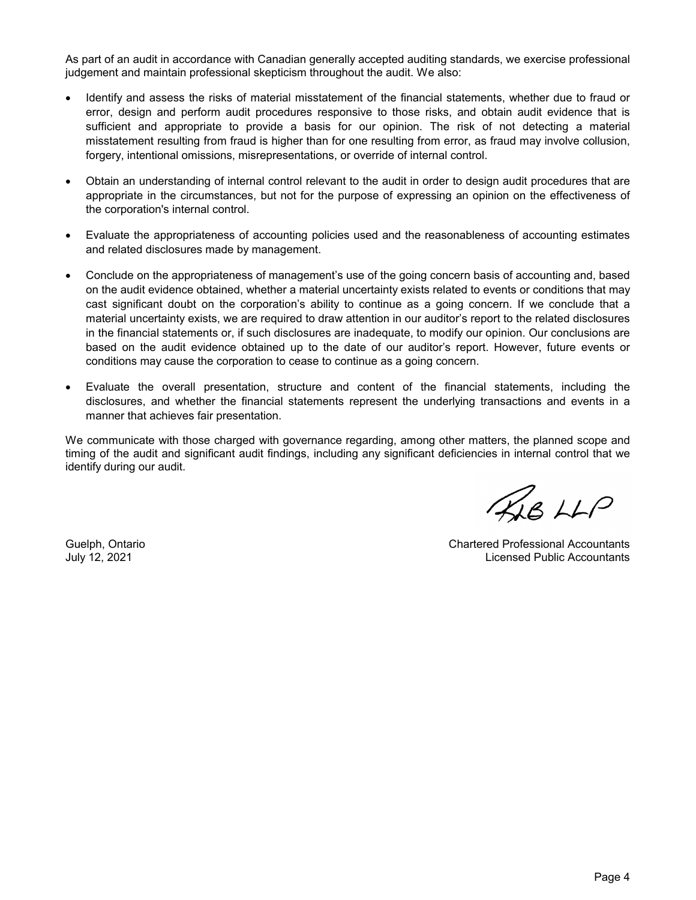As part of an audit in accordance with Canadian generally accepted auditing standards, we exercise professional judgement and maintain professional skepticism throughout the audit. We also:

- Identify and assess the risks of material misstatement of the financial statements, whether due to fraud or error, design and perform audit procedures responsive to those risks, and obtain audit evidence that is sufficient and appropriate to provide a basis for our opinion. The risk of not detecting a material misstatement resulting from fraud is higher than for one resulting from error, as fraud may involve collusion, forgery, intentional omissions, misrepresentations, or override of internal control.
- Obtain an understanding of internal control relevant to the audit in order to design audit procedures that are appropriate in the circumstances, but not for the purpose of expressing an opinion on the effectiveness of the corporation's internal control.
- Evaluate the appropriateness of accounting policies used and the reasonableness of accounting estimates and related disclosures made by management.
- Conclude on the appropriateness of management's use of the going concern basis of accounting and, based on the audit evidence obtained, whether a material uncertainty exists related to events or conditions that may cast significant doubt on the corporation's ability to continue as a going concern. If we conclude that a material uncertainty exists, we are required to draw attention in our auditor's report to the related disclosures in the financial statements or, if such disclosures are inadequate, to modify our opinion. Our conclusions are based on the audit evidence obtained up to the date of our auditor's report. However, future events or conditions may cause the corporation to cease to continue as a going concern.
- Evaluate the overall presentation, structure and content of the financial statements, including the disclosures, and whether the financial statements represent the underlying transactions and events in a manner that achieves fair presentation.

We communicate with those charged with governance regarding, among other matters, the planned scope and timing of the audit and significant audit findings, including any significant deficiencies in internal control that we identify during our audit.

RLB LLP

Guelph, Ontario
July 12, 2021

Chartered Professional Accountants
Licensed Public Accountants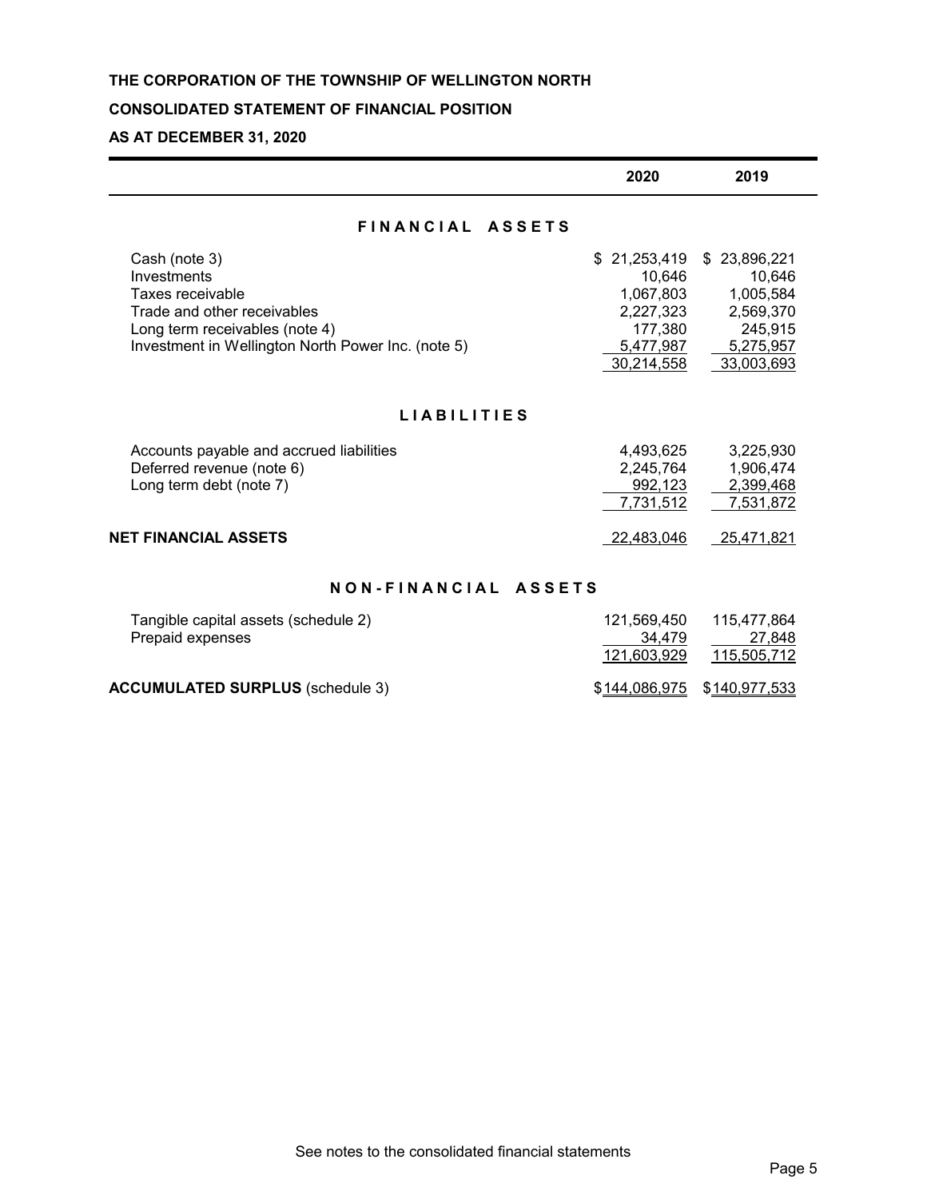**THE CORPORATION OF THE TOWNSHIP OF WELLINGTON NORTH**

**CONSOLIDATED STATEMENT OF FINANCIAL POSITION**

**AS AT DECEMBER 31, 2020**

| | 2020 | 2019 |
|---|---|---|
| **FINANCIAL ASSETS** | | |
| Cash (note 3) | $ 21,253,419 | $ 23,896,221 |
| Investments | 10,646 | 10,646 |
| Taxes receivable | 1,067,803 | 1,005,584 |
| Trade and other receivables | 2,227,323 | 2,569,370 |
| Long term receivables (note 4) | 177,380 | 245,915 |
| Investment in Wellington North Power Inc. (note 5) | 5,477,987 | 5,275,957 |
| | 30,214,558 | 33,003,693 |
| **LIABILITIES** | | |
| Accounts payable and accrued liabilities | 4,493,625 | 3,225,930 |
| Deferred revenue (note 6) | 2,245,764 | 1,906,474 |
| Long term debt (note 7) | 992,123 | 2,399,468 |
| | 7,731,512 | 7,531,872 |
| **NET FINANCIAL ASSETS** | 22,483,046 | 25,471,821 |
| **NON-FINANCIAL ASSETS** | | |
| Tangible capital assets (schedule 2) | 121,569,450 | 115,477,864 |
| Prepaid expenses | 34,479 | 27,848 |
| | 121,603,929 | 115,505,712 |
| **ACCUMULATED SURPLUS** (schedule 3) | $144,086,975 | $140,977,533 |

See notes to the consolidated financial statements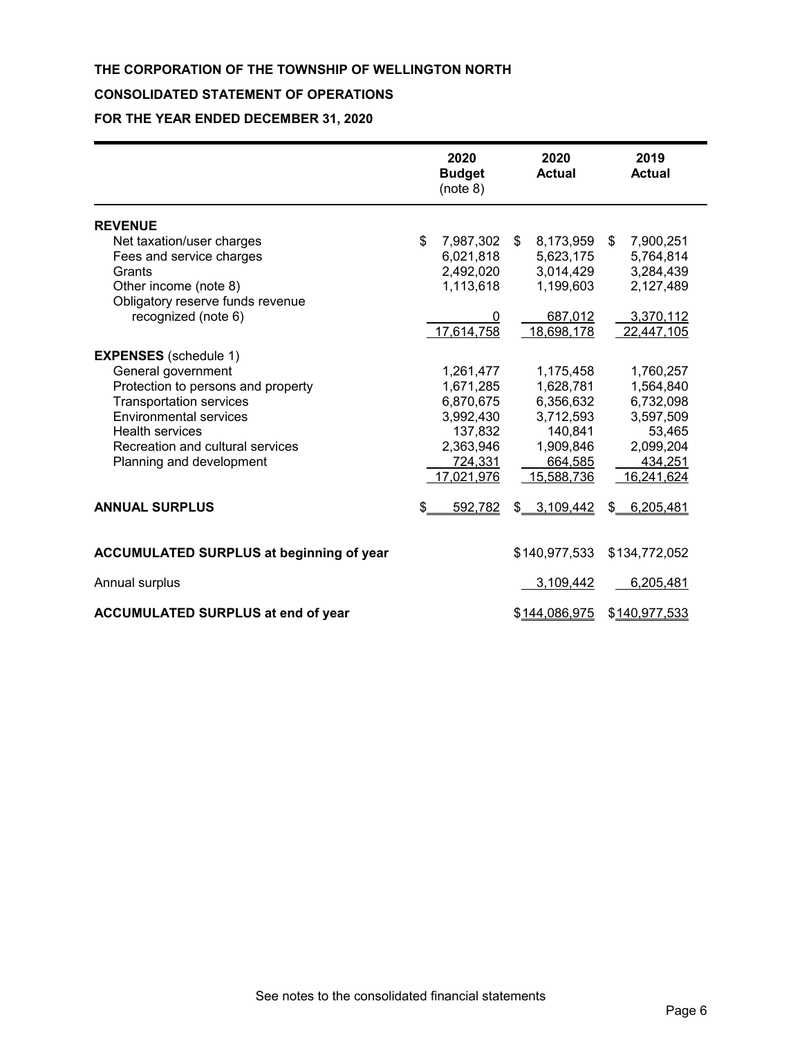**THE CORPORATION OF THE TOWNSHIP OF WELLINGTON NORTH**

**CONSOLIDATED STATEMENT OF OPERATIONS**

**FOR THE YEAR ENDED DECEMBER 31, 2020**

| | **2020 Budget** (note 8) | **2020 Actual** | **2019 Actual** |
|---|---|---|---|
| **REVENUE** | | | |
| Net taxation/user charges | $ 7,987,302 | $ 8,173,959 | $ 7,900,251 |
| Fees and service charges | 6,021,818 | 5,623,175 | 5,764,814 |
| Grants | 2,492,020 | 3,014,429 | 3,284,439 |
| Other income (note 8) | 1,113,618 | 1,199,603 | 2,127,489 |
| Obligatory reserve funds revenue recognized (note 6) | 0 | 687,012 | 3,370,112 |
| | 17,614,758 | 18,698,178 | 22,447,105 |
| **EXPENSES** (schedule 1) | | | |
| General government | 1,261,477 | 1,175,458 | 1,760,257 |
| Protection to persons and property | 1,671,285 | 1,628,781 | 1,564,840 |
| Transportation services | 6,870,675 | 6,356,632 | 6,732,098 |
| Environmental services | 3,992,430 | 3,712,593 | 3,597,509 |
| Health services | 137,832 | 140,841 | 53,465 |
| Recreation and cultural services | 2,363,946 | 1,909,846 | 2,099,204 |
| Planning and development | 724,331 | 664,585 | 434,251 |
| | 17,021,976 | 15,588,736 | 16,241,624 |
| **ANNUAL SURPLUS** | $ 592,782 | $ 3,109,442 | $ 6,205,481 |
| | | | |
| **ACCUMULATED SURPLUS at beginning of year** | | $140,977,533 | $134,772,052 |
| Annual surplus | | 3,109,442 | 6,205,481 |
| **ACCUMULATED SURPLUS at end of year** | | $144,086,975 | $140,977,533 |

See notes to the consolidated financial statements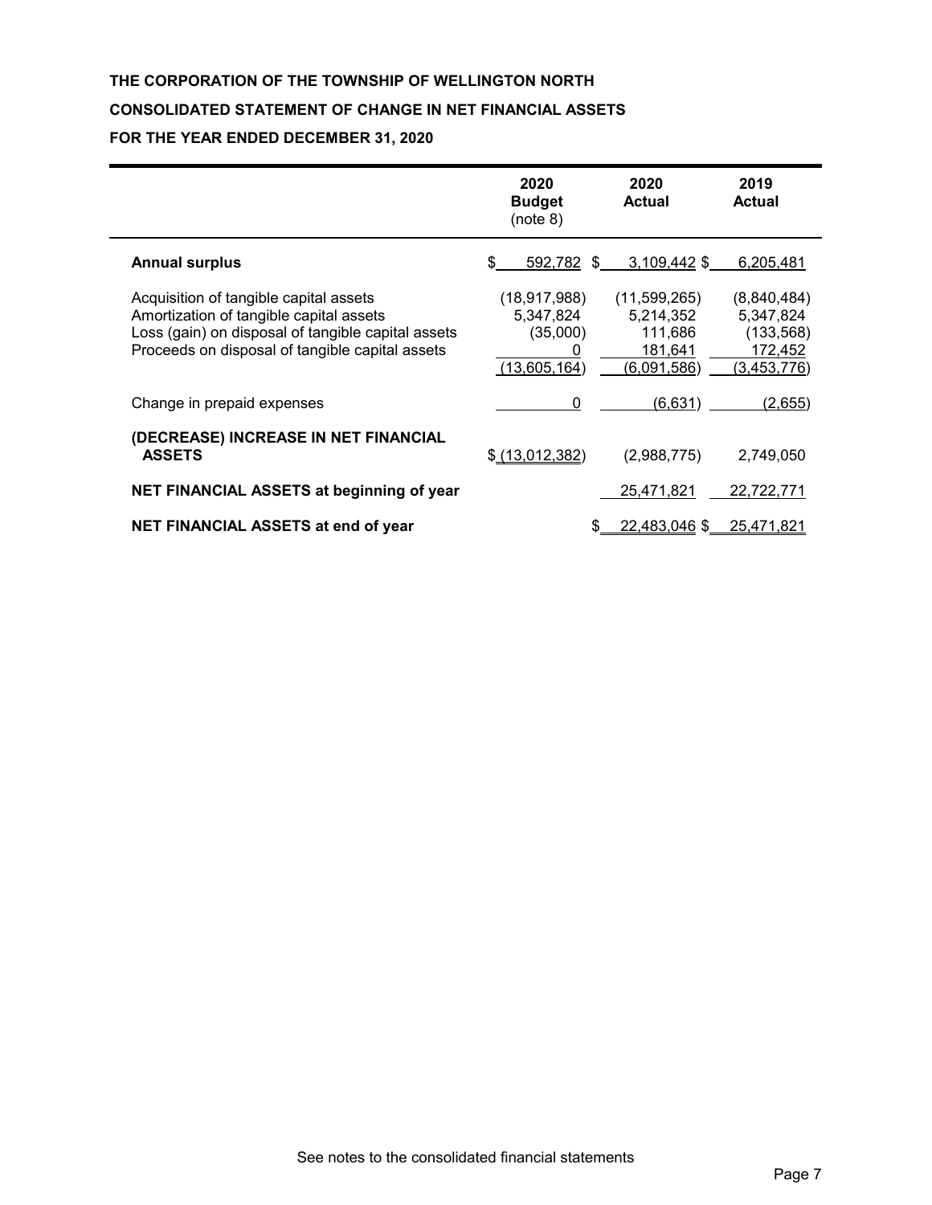**THE CORPORATION OF THE TOWNSHIP OF WELLINGTON NORTH**

**CONSOLIDATED STATEMENT OF CHANGE IN NET FINANCIAL ASSETS**

**FOR THE YEAR ENDED DECEMBER 31, 2020**

| | 2020 Budget (note 8) | 2020 Actual | 2019 Actual |
|---|---|---|---|
| **Annual surplus** | $ 592,782 | $ 3,109,442 | $ 6,205,481 |
| Acquisition of tangible capital assets | (18,917,988) | (11,599,265) | (8,840,484) |
| Amortization of tangible capital assets | 5,347,824 | 5,214,352 | 5,347,824 |
| Loss (gain) on disposal of tangible capital assets | (35,000) | 111,686 | (133,568) |
| Proceeds on disposal of tangible capital assets | 0 | 181,641 | 172,452 |
| | (13,605,164) | (6,091,586) | (3,453,776) |
| Change in prepaid expenses | 0 | (6,631) | (2,655) |
| **(DECREASE) INCREASE IN NET FINANCIAL ASSETS** | $ (13,012,382) | (2,988,775) | 2,749,050 |
| **NET FINANCIAL ASSETS at beginning of year** | | 25,471,821 | 22,722,771 |
| **NET FINANCIAL ASSETS at end of year** | | $ 22,483,046 | $ 25,471,821 |

See notes to the consolidated financial statements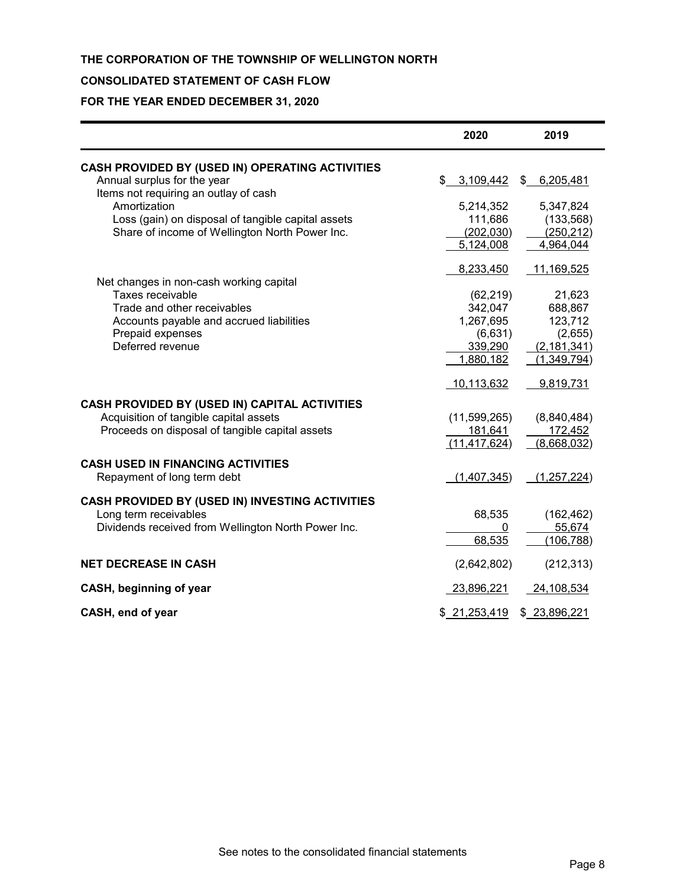**THE CORPORATION OF THE TOWNSHIP OF WELLINGTON NORTH**

**CONSOLIDATED STATEMENT OF CASH FLOW**

**FOR THE YEAR ENDED DECEMBER 31, 2020**

| | 2020 | 2019 |
|---|---|---|
| **CASH PROVIDED BY (USED IN) OPERATING ACTIVITIES** | | |
| Annual surplus for the year | $ 3,109,442 | $ 6,205,481 |
| Items not requiring an outlay of cash | | |
| Amortization | 5,214,352 | 5,347,824 |
| Loss (gain) on disposal of tangible capital assets | 111,686 | (133,568) |
| Share of income of Wellington North Power Inc. | (202,030) | (250,212) |
| | 5,124,008 | 4,964,044 |
| | 8,233,450 | 11,169,525 |
| Net changes in non-cash working capital | | |
| Taxes receivable | (62,219) | 21,623 |
| Trade and other receivables | 342,047 | 688,867 |
| Accounts payable and accrued liabilities | 1,267,695 | 123,712 |
| Prepaid expenses | (6,631) | (2,655) |
| Deferred revenue | 339,290 | (2,181,341) |
| | 1,880,182 | (1,349,794) |
| | 10,113,632 | 9,819,731 |
| **CASH PROVIDED BY (USED IN) CAPITAL ACTIVITIES** | | |
| Acquisition of tangible capital assets | (11,599,265) | (8,840,484) |
| Proceeds on disposal of tangible capital assets | 181,641 | 172,452 |
| | (11,417,624) | (8,668,032) |
| **CASH USED IN FINANCING ACTIVITIES** | | |
| Repayment of long term debt | (1,407,345) | (1,257,224) |
| **CASH PROVIDED BY (USED IN) INVESTING ACTIVITIES** | | |
| Long term receivables | 68,535 | (162,462) |
| Dividends received from Wellington North Power Inc. | 0 | 55,674 |
| | 68,535 | (106,788) |
| **NET DECREASE IN CASH** | (2,642,802) | (212,313) |
| **CASH, beginning of year** | 23,896,221 | 24,108,534 |
| **CASH, end of year** | $ 21,253,419 | $ 23,896,221 |

See notes to the consolidated financial statements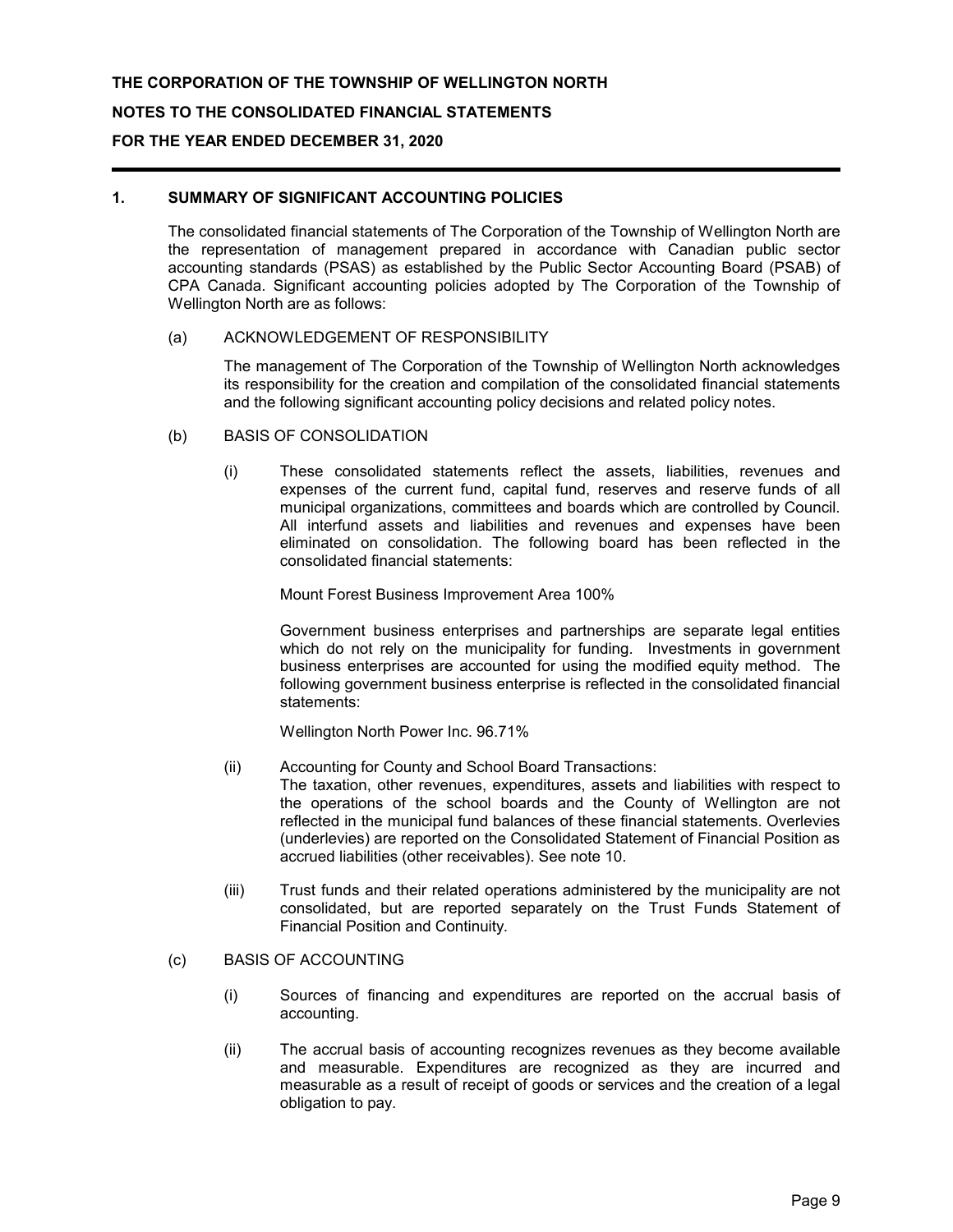**THE CORPORATION OF THE TOWNSHIP OF WELLINGTON NORTH**

**NOTES TO THE CONSOLIDATED FINANCIAL STATEMENTS**

**FOR THE YEAR ENDED DECEMBER 31, 2020**

## 1. SUMMARY OF SIGNIFICANT ACCOUNTING POLICIES

The consolidated financial statements of The Corporation of the Township of Wellington North are the representation of management prepared in accordance with Canadian public sector accounting standards (PSAS) as established by the Public Sector Accounting Board (PSAB) of CPA Canada. Significant accounting policies adopted by The Corporation of the Township of Wellington North are as follows:

### (a) ACKNOWLEDGEMENT OF RESPONSIBILITY

The management of The Corporation of the Township of Wellington North acknowledges its responsibility for the creation and compilation of the consolidated financial statements and the following significant accounting policy decisions and related policy notes.

### (b) BASIS OF CONSOLIDATION

(i) These consolidated statements reflect the assets, liabilities, revenues and expenses of the current fund, capital fund, reserves and reserve funds of all municipal organizations, committees and boards which are controlled by Council. All interfund assets and liabilities and revenues and expenses have been eliminated on consolidation. The following board has been reflected in the consolidated financial statements:

Mount Forest Business Improvement Area 100%

Government business enterprises and partnerships are separate legal entities which do not rely on the municipality for funding. Investments in government business enterprises are accounted for using the modified equity method. The following government business enterprise is reflected in the consolidated financial statements:

Wellington North Power Inc. 96.71%

(ii) Accounting for County and School Board Transactions:
The taxation, other revenues, expenditures, assets and liabilities with respect to the operations of the school boards and the County of Wellington are not reflected in the municipal fund balances of these financial statements. Overlevies (underlevies) are reported on the Consolidated Statement of Financial Position as accrued liabilities (other receivables). See note 10.

(iii) Trust funds and their related operations administered by the municipality are not consolidated, but are reported separately on the Trust Funds Statement of Financial Position and Continuity.

### (c) BASIS OF ACCOUNTING

(i) Sources of financing and expenditures are reported on the accrual basis of accounting.

(ii) The accrual basis of accounting recognizes revenues as they become available and measurable. Expenditures are recognized as they are incurred and measurable as a result of receipt of goods or services and the creation of a legal obligation to pay.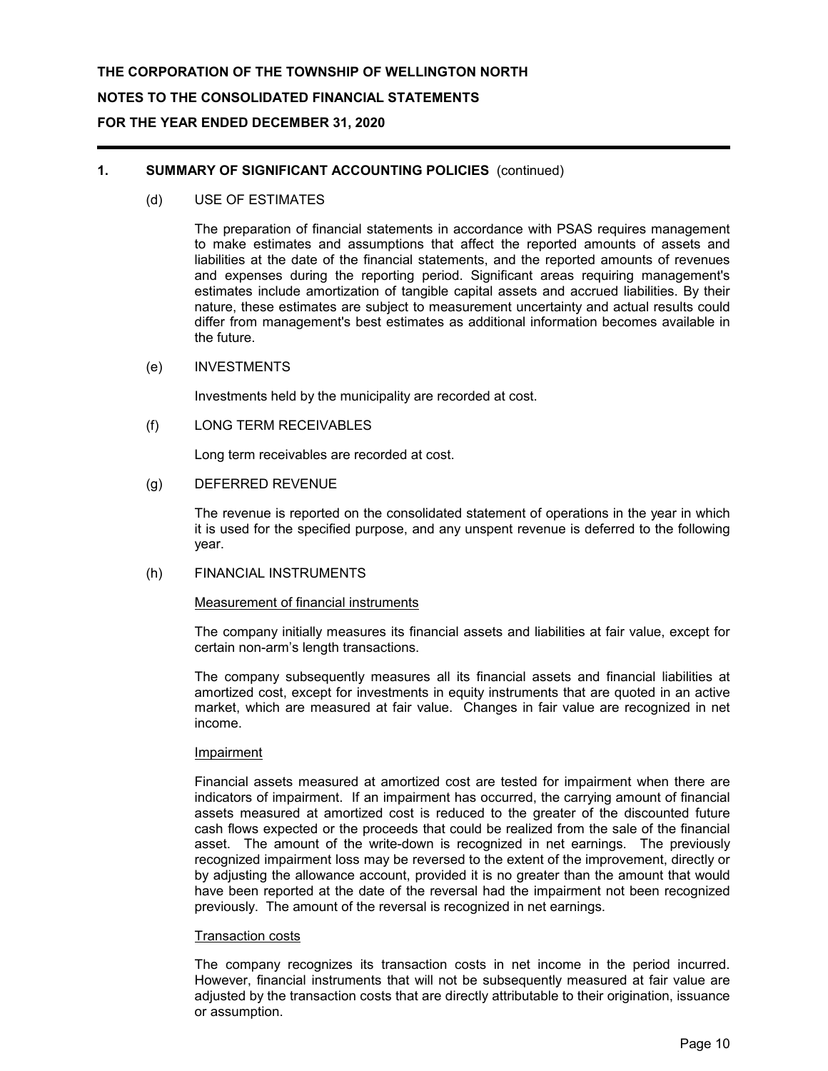**THE CORPORATION OF THE TOWNSHIP OF WELLINGTON NORTH**

**NOTES TO THE CONSOLIDATED FINANCIAL STATEMENTS**

**FOR THE YEAR ENDED DECEMBER 31, 2020**

## 1. SUMMARY OF SIGNIFICANT ACCOUNTING POLICIES (continued)

### (d) USE OF ESTIMATES

The preparation of financial statements in accordance with PSAS requires management to make estimates and assumptions that affect the reported amounts of assets and liabilities at the date of the financial statements, and the reported amounts of revenues and expenses during the reporting period. Significant areas requiring management's estimates include amortization of tangible capital assets and accrued liabilities. By their nature, these estimates are subject to measurement uncertainty and actual results could differ from management's best estimates as additional information becomes available in the future.

### (e) INVESTMENTS

Investments held by the municipality are recorded at cost.

### (f) LONG TERM RECEIVABLES

Long term receivables are recorded at cost.

### (g) DEFERRED REVENUE

The revenue is reported on the consolidated statement of operations in the year in which it is used for the specified purpose, and any unspent revenue is deferred to the following year.

### (h) FINANCIAL INSTRUMENTS

Measurement of financial instruments

The company initially measures its financial assets and liabilities at fair value, except for certain non-arm's length transactions.

The company subsequently measures all its financial assets and financial liabilities at amortized cost, except for investments in equity instruments that are quoted in an active market, which are measured at fair value. Changes in fair value are recognized in net income.

Impairment

Financial assets measured at amortized cost are tested for impairment when there are indicators of impairment. If an impairment has occurred, the carrying amount of financial assets measured at amortized cost is reduced to the greater of the discounted future cash flows expected or the proceeds that could be realized from the sale of the financial asset. The amount of the write-down is recognized in net earnings. The previously recognized impairment loss may be reversed to the extent of the improvement, directly or by adjusting the allowance account, provided it is no greater than the amount that would have been reported at the date of the reversal had the impairment not been recognized previously. The amount of the reversal is recognized in net earnings.

Transaction costs

The company recognizes its transaction costs in net income in the period incurred. However, financial instruments that will not be subsequently measured at fair value are adjusted by the transaction costs that are directly attributable to their origination, issuance or assumption.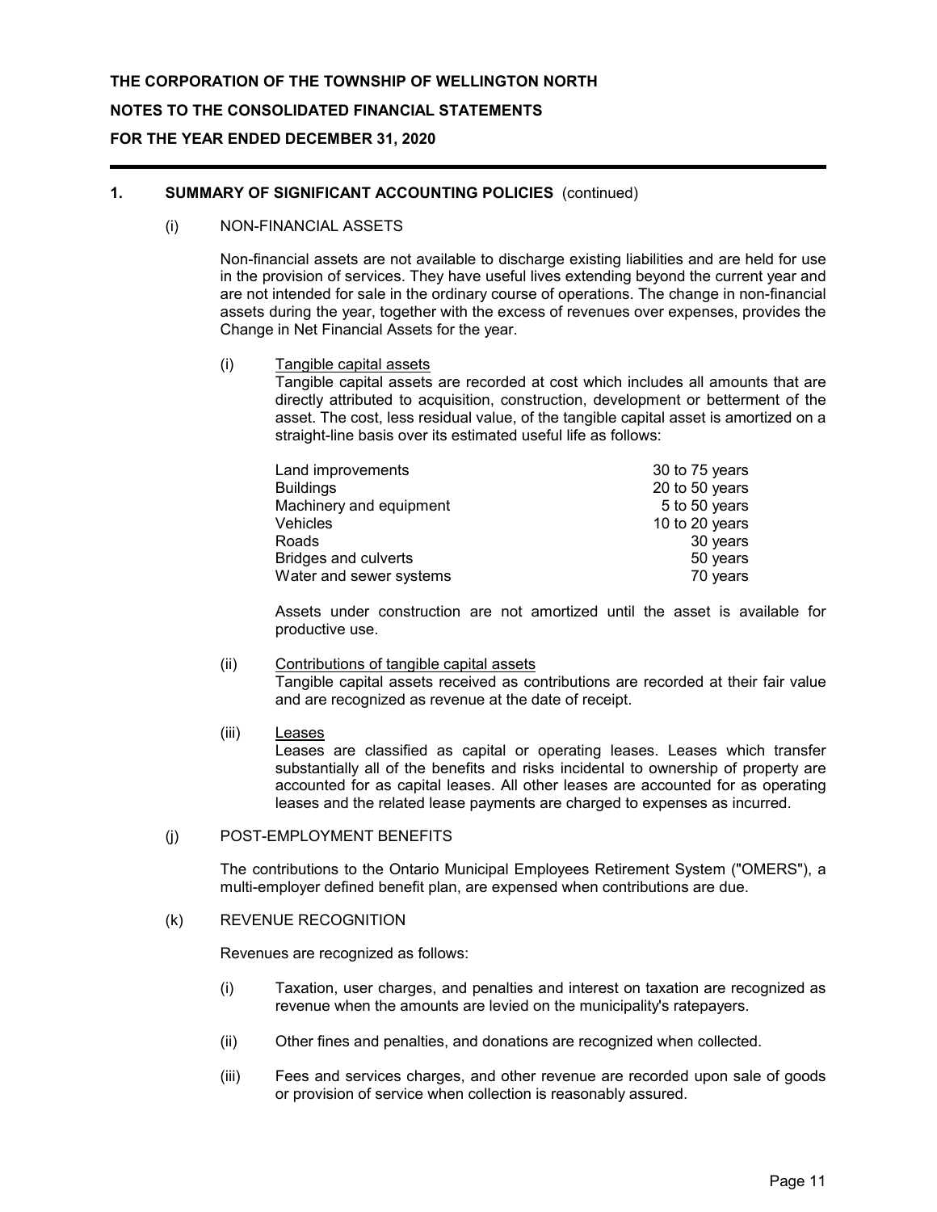THE CORPORATION OF THE TOWNSHIP OF WELLINGTON NORTH

NOTES TO THE CONSOLIDATED FINANCIAL STATEMENTS

FOR THE YEAR ENDED DECEMBER 31, 2020

## 1. SUMMARY OF SIGNIFICANT ACCOUNTING POLICIES (continued)

### (i) NON-FINANCIAL ASSETS

Non-financial assets are not available to discharge existing liabilities and are held for use in the provision of services. They have useful lives extending beyond the current year and are not intended for sale in the ordinary course of operations. The change in non-financial assets during the year, together with the excess of revenues over expenses, provides the Change in Net Financial Assets for the year.

(i) Tangible capital assets

Tangible capital assets are recorded at cost which includes all amounts that are directly attributed to acquisition, construction, development or betterment of the asset. The cost, less residual value, of the tangible capital asset is amortized on a straight-line basis over its estimated useful life as follows:

| | |
|---|---|
| Land improvements | 30 to 75 years |
| Buildings | 20 to 50 years |
| Machinery and equipment | 5 to 50 years |
| Vehicles | 10 to 20 years |
| Roads | 30 years |
| Bridges and culverts | 50 years |
| Water and sewer systems | 70 years |

Assets under construction are not amortized until the asset is available for productive use.

(ii) Contributions of tangible capital assets

Tangible capital assets received as contributions are recorded at their fair value and are recognized as revenue at the date of receipt.

(iii) Leases

Leases are classified as capital or operating leases. Leases which transfer substantially all of the benefits and risks incidental to ownership of property are accounted for as capital leases. All other leases are accounted for as operating leases and the related lease payments are charged to expenses as incurred.

### (j) POST-EMPLOYMENT BENEFITS

The contributions to the Ontario Municipal Employees Retirement System ("OMERS"), a multi-employer defined benefit plan, are expensed when contributions are due.

### (k) REVENUE RECOGNITION

Revenues are recognized as follows:

(i) Taxation, user charges, and penalties and interest on taxation are recognized as revenue when the amounts are levied on the municipality's ratepayers.

(ii) Other fines and penalties, and donations are recognized when collected.

(iii) Fees and services charges, and other revenue are recorded upon sale of goods or provision of service when collection is reasonably assured.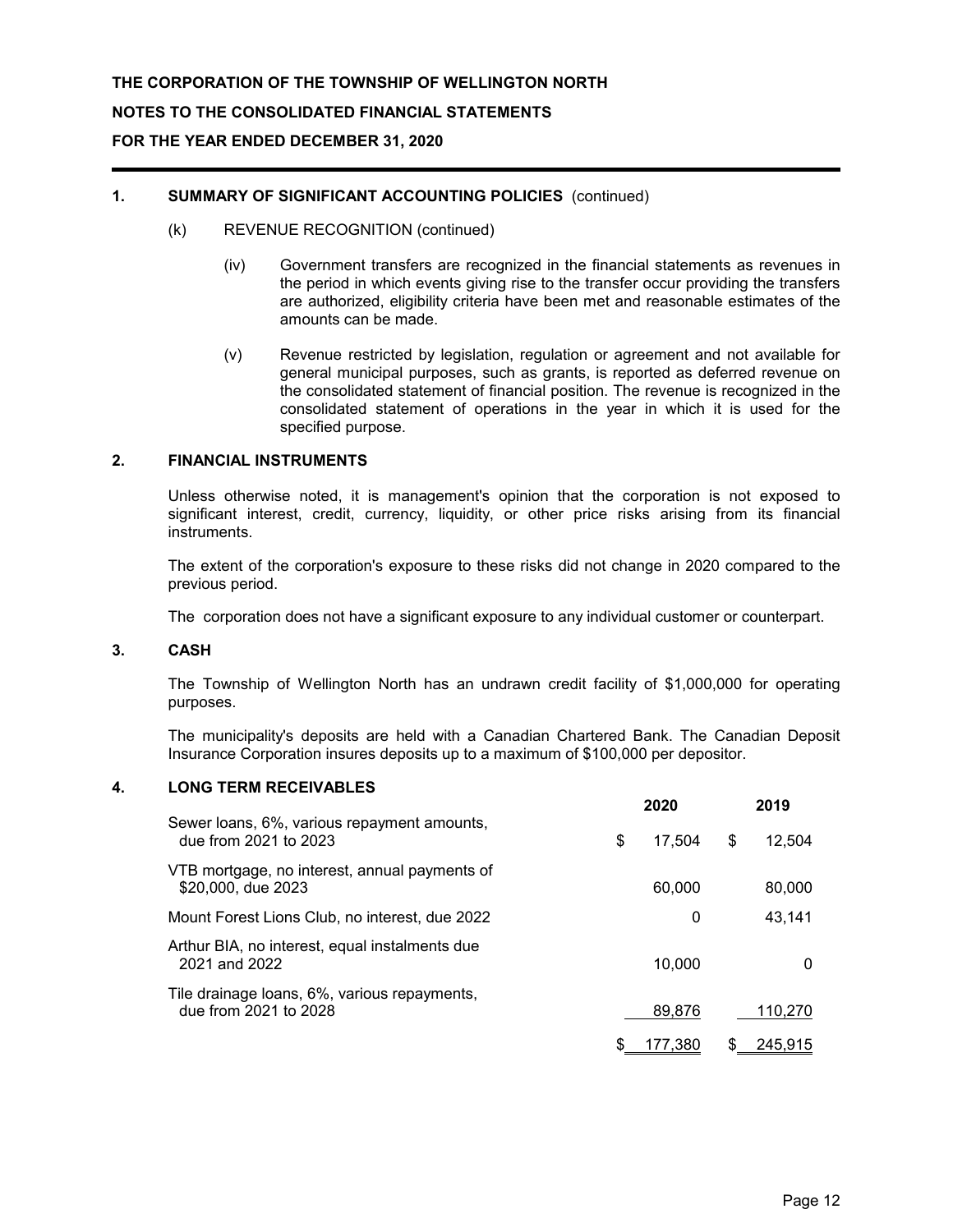### 1. SUMMARY OF SIGNIFICANT ACCOUNTING POLICIES (continued)

(k) REVENUE RECOGNITION (continued)

(iv) Government transfers are recognized in the financial statements as revenues in the period in which events giving rise to the transfer occur providing the transfers are authorized, eligibility criteria have been met and reasonable estimates of the amounts can be made.

(v) Revenue restricted by legislation, regulation or agreement and not available for general municipal purposes, such as grants, is reported as deferred revenue on the consolidated statement of financial position. The revenue is recognized in the consolidated statement of operations in the year in which it is used for the specified purpose.

### 2. FINANCIAL INSTRUMENTS

Unless otherwise noted, it is management's opinion that the corporation is not exposed to significant interest, credit, currency, liquidity, or other price risks arising from its financial instruments.

The extent of the corporation's exposure to these risks did not change in 2020 compared to the previous period.

The corporation does not have a significant exposure to any individual customer or counterpart.

### 3. CASH

The Township of Wellington North has an undrawn credit facility of $1,000,000 for operating purposes.

The municipality's deposits are held with a Canadian Chartered Bank. The Canadian Deposit Insurance Corporation insures deposits up to a maximum of $100,000 per depositor.

### 4. LONG TERM RECEIVABLES

| | 2020 | 2019 |
|---|---|---|
| Sewer loans, 6%, various repayment amounts, due from 2021 to 2023 | $ 17,504 | $ 12,504 |
| VTB mortgage, no interest, annual payments of $20,000, due 2023 | 60,000 | 80,000 |
| Mount Forest Lions Club, no interest, due 2022 | 0 | 43,141 |
| Arthur BIA, no interest, equal instalments due 2021 and 2022 | 10,000 | 0 |
| Tile drainage loans, 6%, various repayments, due from 2021 to 2028 | 89,876 | 110,270 |
| | $ 177,380 | $ 245,915 |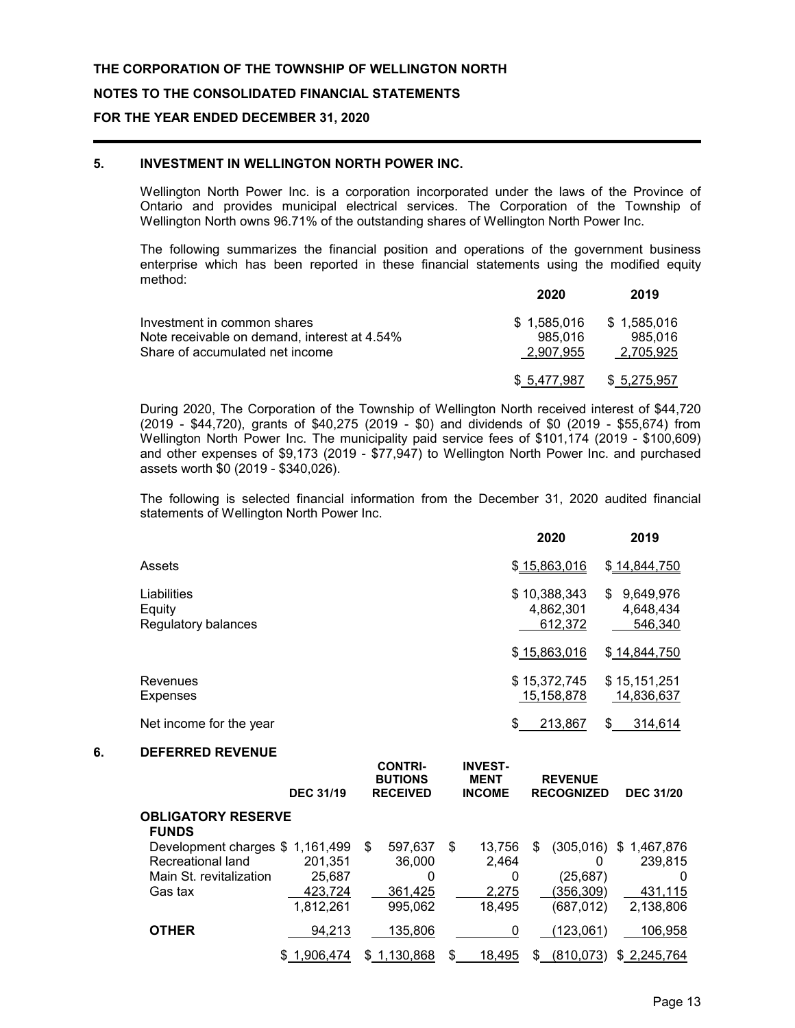## 5. INVESTMENT IN WELLINGTON NORTH POWER INC.

Wellington North Power Inc. is a corporation incorporated under the laws of the Province of Ontario and provides municipal electrical services. The Corporation of the Township of Wellington North owns 96.71% of the outstanding shares of Wellington North Power Inc.

The following summarizes the financial position and operations of the government business enterprise which has been reported in these financial statements using the modified equity method:

| | 2020 | 2019 |
|---|---|---|
| Investment in common shares | $ 1,585,016 | $ 1,585,016 |
| Note receivable on demand, interest at 4.54% | 985,016 | 985,016 |
| Share of accumulated net income | 2,907,955 | 2,705,925 |
| | $ 5,477,987 | $ 5,275,957 |

During 2020, The Corporation of the Township of Wellington North received interest of $44,720 (2019 - $44,720), grants of $40,275 (2019 - $0) and dividends of $0 (2019 - $55,674) from Wellington North Power Inc. The municipality paid service fees of $101,174 (2019 - $100,609) and other expenses of $9,173 (2019 - $77,947) to Wellington North Power Inc. and purchased assets worth $0 (2019 - $340,026).

The following is selected financial information from the December 31, 2020 audited financial statements of Wellington North Power Inc.

| | 2020 | 2019 |
|---|---|---|
| Assets | $ 15,863,016 | $ 14,844,750 |
| Liabilities | $ 10,388,343 | $ 9,649,976 |
| Equity | 4,862,301 | 4,648,434 |
| Regulatory balances | 612,372 | 546,340 |
| | $ 15,863,016 | $ 14,844,750 |
| Revenues | $ 15,372,745 | $ 15,151,251 |
| Expenses | 15,158,878 | 14,836,637 |
| Net income for the year | $ 213,867 | $ 314,614 |

## 6. DEFERRED REVENUE

| | DEC 31/19 | CONTRI-BUTIONS RECEIVED | INVEST-MENT INCOME | REVENUE RECOGNIZED | DEC 31/20 |
|---|---|---|---|---|---|
| **OBLIGATORY RESERVE FUNDS** | | | | | |
| Development charges | $ 1,161,499 | $ 597,637 | $ 13,756 | $ (305,016) | $ 1,467,876 |
| Recreational land | 201,351 | 36,000 | 2,464 | 0 | 239,815 |
| Main St. revitalization | 25,687 | 0 | 0 | (25,687) | 0 |
| Gas tax | 423,724 | 361,425 | 2,275 | (356,309) | 431,115 |
| | 1,812,261 | 995,062 | 18,495 | (687,012) | 2,138,806 |
| **OTHER** | 94,213 | 135,806 | 0 | (123,061) | 106,958 |
| | $ 1,906,474 | $ 1,130,868 | $ 18,495 | $ (810,073) | $ 2,245,764 |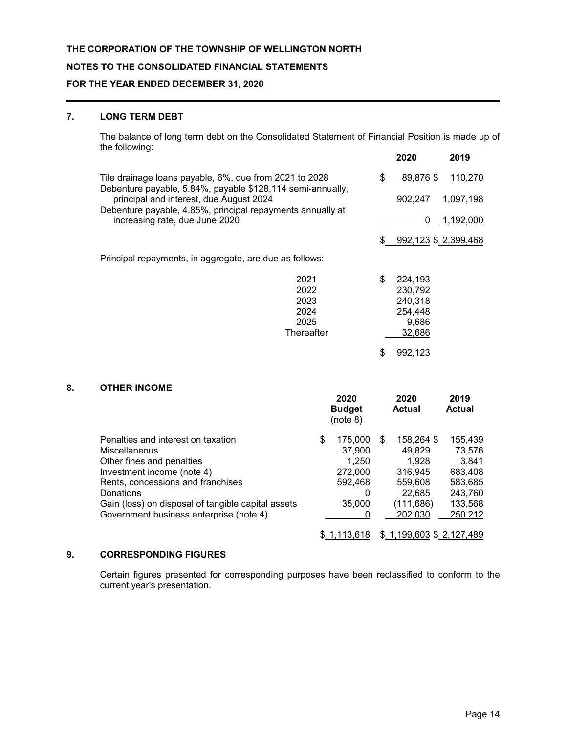**THE CORPORATION OF THE TOWNSHIP OF WELLINGTON NORTH**

**NOTES TO THE CONSOLIDATED FINANCIAL STATEMENTS**

**FOR THE YEAR ENDED DECEMBER 31, 2020**

## 7. LONG TERM DEBT

The balance of long term debt on the Consolidated Statement of Financial Position is made up of the following:

| | 2020 | 2019 |
|---|---|---|
| Tile drainage loans payable, 6%, due from 2021 to 2028 | $ 89,876 | $ 110,270 |
| Debenture payable, 5.84%, payable $128,114 semi-annually, principal and interest, due August 2024 | 902,247 | 1,097,198 |
| Debenture payable, 4.85%, principal repayments annually at increasing rate, due June 2020 | 0 | 1,192,000 |
| | $ 992,123 | $ 2,399,468 |

Principal repayments, in aggregate, are due as follows:

| | |
|---|---|
| 2021 | $ 224,193 |
| 2022 | 230,792 |
| 2023 | 240,318 |
| 2024 | 254,448 |
| 2025 | 9,686 |
| Thereafter | 32,686 |
| | $ 992,123 |

## 8. OTHER INCOME

| | 2020 Budget (note 8) | 2020 Actual | 2019 Actual |
|---|---|---|---|
| Penalties and interest on taxation | $ 175,000 | $ 158,264 | $ 155,439 |
| Miscellaneous | 37,900 | 49,829 | 73,576 |
| Other fines and penalties | 1,250 | 1,928 | 3,841 |
| Investment income (note 4) | 272,000 | 316,945 | 683,408 |
| Rents, concessions and franchises | 592,468 | 559,608 | 583,685 |
| Donations | 0 | 22,685 | 243,760 |
| Gain (loss) on disposal of tangible capital assets | 35,000 | (111,686) | 133,568 |
| Government business enterprise (note 4) | 0 | 202,030 | 250,212 |
| | $ 1,113,618 | $ 1,199,603 | $ 2,127,489 |

## 9. CORRESPONDING FIGURES

Certain figures presented for corresponding purposes have been reclassified to conform to the current year's presentation.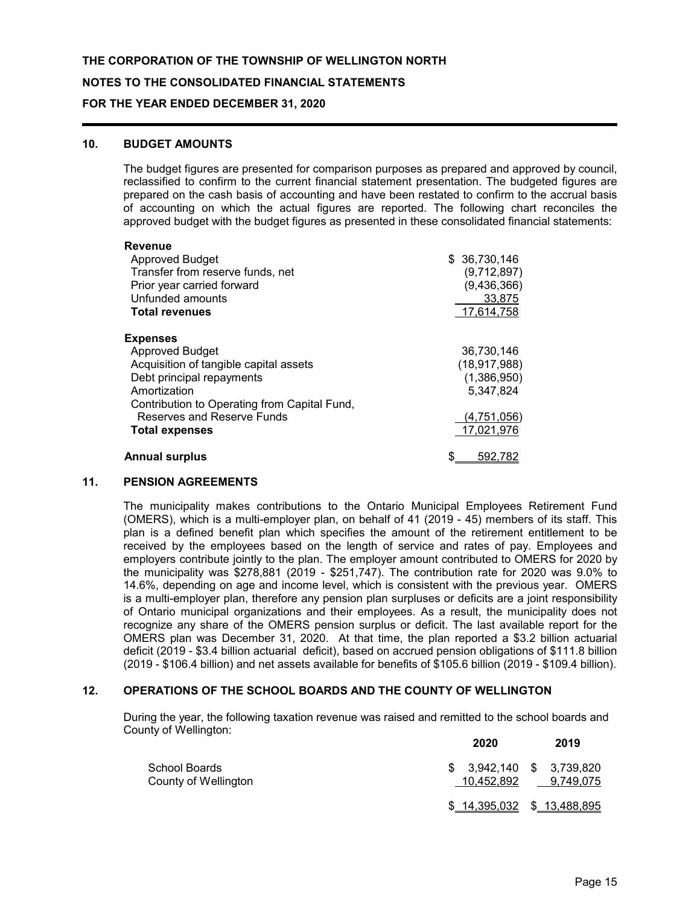THE CORPORATION OF THE TOWNSHIP OF WELLINGTON NORTH

NOTES TO THE CONSOLIDATED FINANCIAL STATEMENTS

FOR THE YEAR ENDED DECEMBER 31, 2020

## 10. BUDGET AMOUNTS

The budget figures are presented for comparison purposes as prepared and approved by council, reclassified to confirm to the current financial statement presentation. The budgeted figures are prepared on the cash basis of accounting and have been restated to confirm to the accrual basis of accounting on which the actual figures are reported. The following chart reconciles the approved budget with the budget figures as presented in these consolidated financial statements:

| | |
|---|---|
| **Revenue** | |
| Approved Budget | $ 36,730,146 |
| Transfer from reserve funds, net | (9,712,897) |
| Prior year carried forward | (9,436,366) |
| Unfunded amounts | 33,875 |
| **Total revenues** | 17,614,758 |
| **Expenses** | |
| Approved Budget | 36,730,146 |
| Acquisition of tangible capital assets | (18,917,988) |
| Debt principal repayments | (1,386,950) |
| Amortization | 5,347,824 |
| Contribution to Operating from Capital Fund, Reserves and Reserve Funds | (4,751,056) |
| **Total expenses** | 17,021,976 |
| **Annual surplus** | $ 592,782 |

## 11. PENSION AGREEMENTS

The municipality makes contributions to the Ontario Municipal Employees Retirement Fund (OMERS), which is a multi-employer plan, on behalf of 41 (2019 - 45) members of its staff. This plan is a defined benefit plan which specifies the amount of the retirement entitlement to be received by the employees based on the length of service and rates of pay. Employees and employers contribute jointly to the plan. The employer amount contributed to OMERS for 2020 by the municipality was $278,881 (2019 - $251,747). The contribution rate for 2020 was 9.0% to 14.6%, depending on age and income level, which is consistent with the previous year. OMERS is a multi-employer plan, therefore any pension plan surpluses or deficits are a joint responsibility of Ontario municipal organizations and their employees. As a result, the municipality does not recognize any share of the OMERS pension surplus or deficit. The last available report for the OMERS plan was December 31, 2020. At that time, the plan reported a $3.2 billion actuarial deficit (2019 - $3.4 billion actuarial deficit), based on accrued pension obligations of $111.8 billion (2019 - $106.4 billion) and net assets available for benefits of $105.6 billion (2019 - $109.4 billion).

## 12. OPERATIONS OF THE SCHOOL BOARDS AND THE COUNTY OF WELLINGTON

During the year, the following taxation revenue was raised and remitted to the school boards and County of Wellington:

| | 2020 | 2019 |
|---|---|---|
| School Boards | $ 3,942,140 | $ 3,739,820 |
| County of Wellington | 10,452,892 | 9,749,075 |
| | $ 14,395,032 | $ 13,488,895 |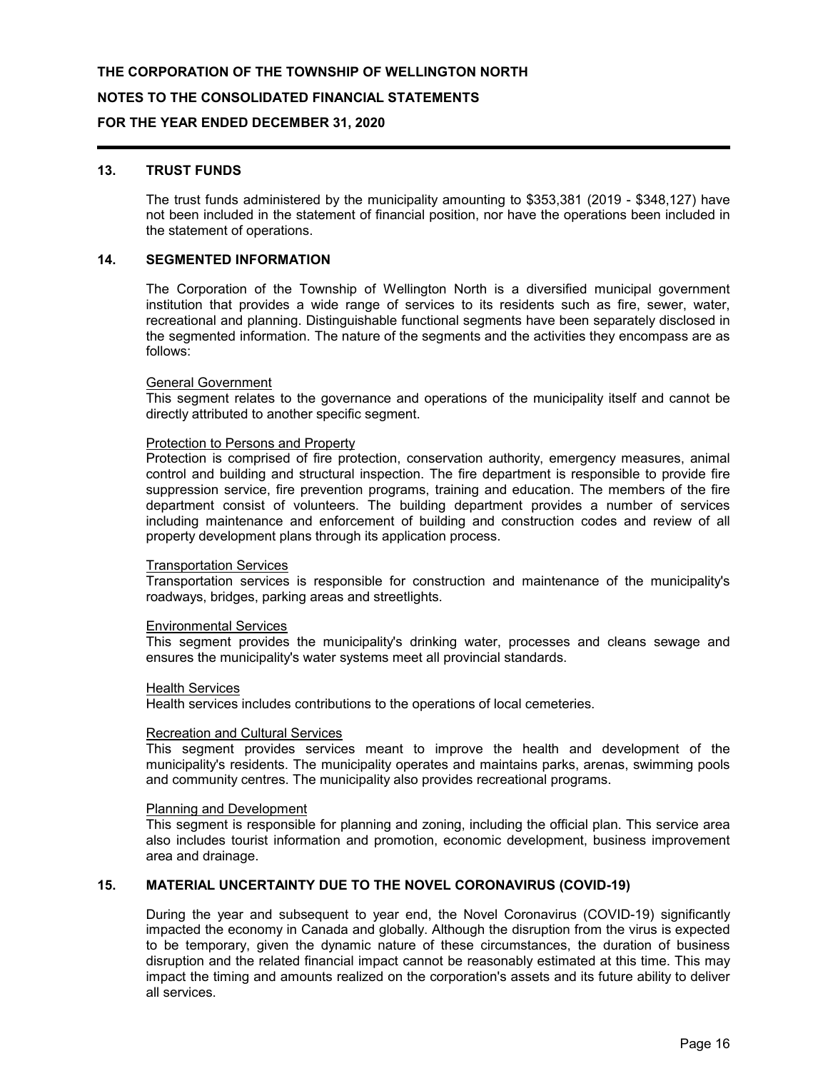## 13. TRUST FUNDS

The trust funds administered by the municipality amounting to $353,381 (2019 - $348,127) have not been included in the statement of financial position, nor have the operations been included in the statement of operations.

## 14. SEGMENTED INFORMATION

The Corporation of the Township of Wellington North is a diversified municipal government institution that provides a wide range of services to its residents such as fire, sewer, water, recreational and planning. Distinguishable functional segments have been separately disclosed in the segmented information. The nature of the segments and the activities they encompass are as follows:

General Government
This segment relates to the governance and operations of the municipality itself and cannot be directly attributed to another specific segment.

Protection to Persons and Property
Protection is comprised of fire protection, conservation authority, emergency measures, animal control and building and structural inspection. The fire department is responsible to provide fire suppression service, fire prevention programs, training and education. The members of the fire department consist of volunteers. The building department provides a number of services including maintenance and enforcement of building and construction codes and review of all property development plans through its application process.

Transportation Services
Transportation services is responsible for construction and maintenance of the municipality's roadways, bridges, parking areas and streetlights.

Environmental Services
This segment provides the municipality's drinking water, processes and cleans sewage and ensures the municipality's water systems meet all provincial standards.

Health Services
Health services includes contributions to the operations of local cemeteries.

Recreation and Cultural Services
This segment provides services meant to improve the health and development of the municipality's residents. The municipality operates and maintains parks, arenas, swimming pools and community centres. The municipality also provides recreational programs.

Planning and Development
This segment is responsible for planning and zoning, including the official plan. This service area also includes tourist information and promotion, economic development, business improvement area and drainage.

## 15. MATERIAL UNCERTAINTY DUE TO THE NOVEL CORONAVIRUS (COVID-19)

During the year and subsequent to year end, the Novel Coronavirus (COVID-19) significantly impacted the economy in Canada and globally. Although the disruption from the virus is expected to be temporary, given the dynamic nature of these circumstances, the duration of business disruption and the related financial impact cannot be reasonably estimated at this time. This may impact the timing and amounts realized on the corporation's assets and its future ability to deliver all services.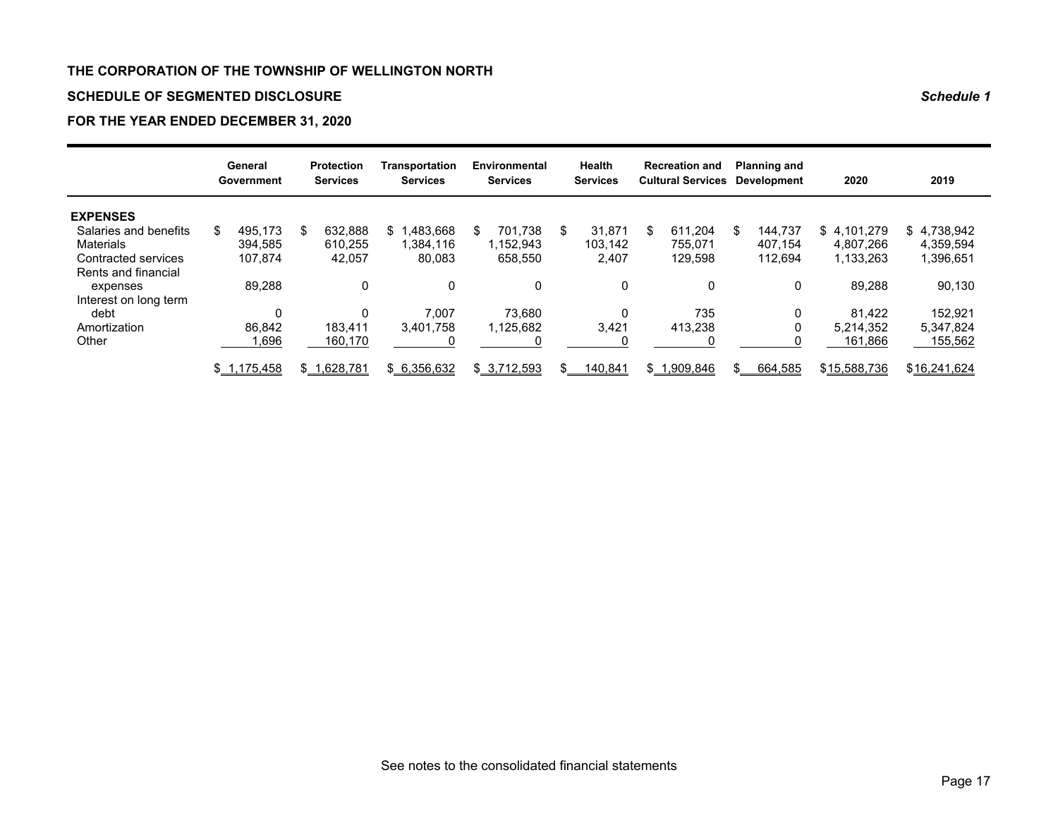**THE CORPORATION OF THE TOWNSHIP OF WELLINGTON NORTH**

**SCHEDULE OF SEGMENTED DISCLOSURE** ***Schedule 1***

**FOR THE YEAR ENDED DECEMBER 31, 2020**

| | General Government | Protection Services | Transportation Services | Environmental Services | Health Services | Recreation and Cultural Services | Planning and Development | 2020 | 2019 |
|---|---|---|---|---|---|---|---|---|---|
| **EXPENSES** | | | | | | | | | |
| Salaries and benefits | $ 495,173 | $ 632,888 | $ 1,483,668 | $ 701,738 | $ 31,871 | $ 611,204 | $ 144,737 | $ 4,101,279 | $ 4,738,942 |
| Materials | 394,585 | 610,255 | 1,384,116 | 1,152,943 | 103,142 | 755,071 | 407,154 | 4,807,266 | 4,359,594 |
| Contracted services | 107,874 | 42,057 | 80,083 | 658,550 | 2,407 | 129,598 | 112,694 | 1,133,263 | 1,396,651 |
| Rents and financial expenses | 89,288 | 0 | 0 | 0 | 0 | 0 | 0 | 89,288 | 90,130 |
| Interest on long term debt | 0 | 0 | 7,007 | 73,680 | 0 | 735 | 0 | 81,422 | 152,921 |
| Amortization | 86,842 | 183,411 | 3,401,758 | 1,125,682 | 3,421 | 413,238 | 0 | 5,214,352 | 5,347,824 |
| Other | 1,696 | 160,170 | 0 | 0 | 0 | 0 | 0 | 161,866 | 155,562 |
| | $ 1,175,458 | $ 1,628,781 | $ 6,356,632 | $ 3,712,593 | $ 140,841 | $ 1,909,846 | $ 664,585 | $ 15,588,736 | $ 16,241,624 |

See notes to the consolidated financial statements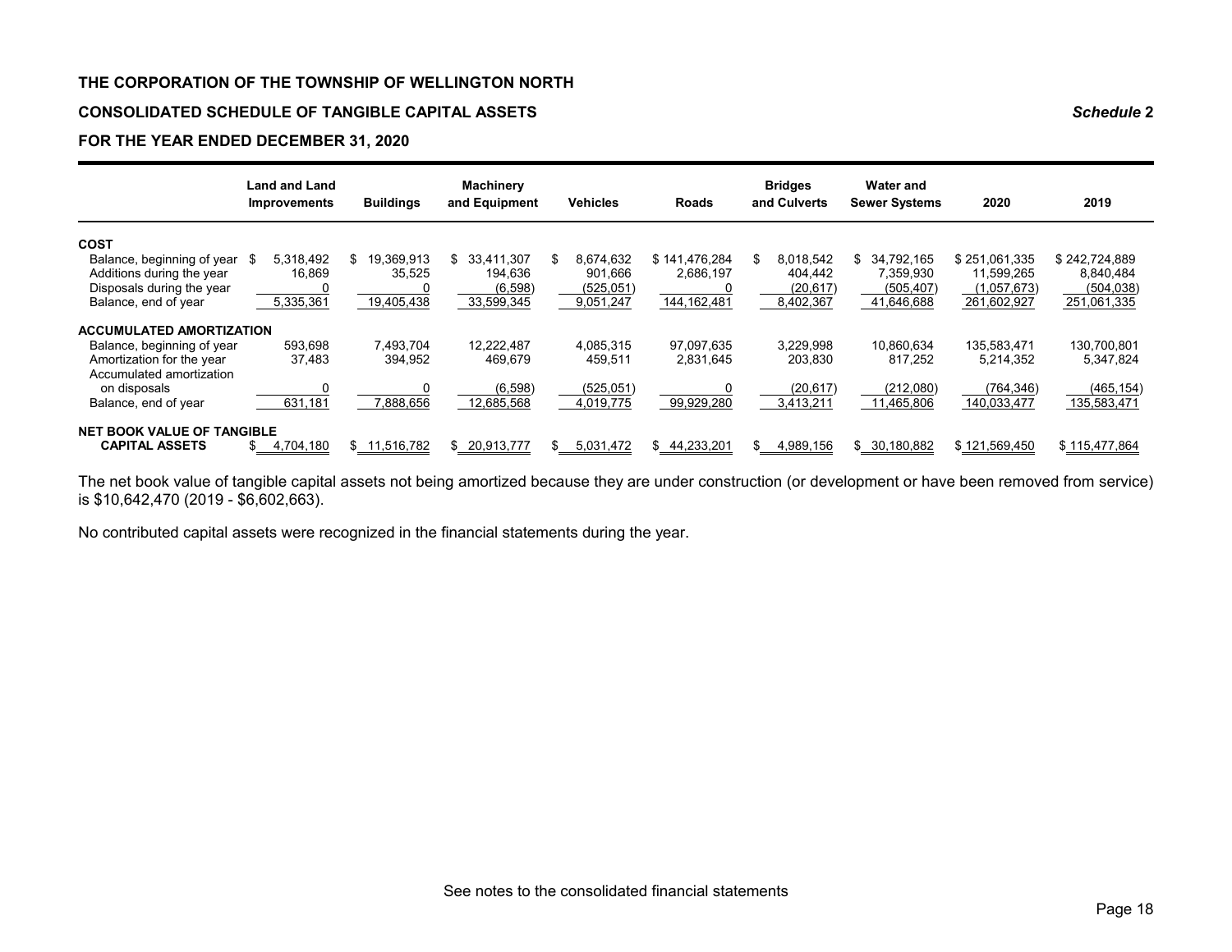# THE CORPORATION OF THE TOWNSHIP OF WELLINGTON NORTH

## CONSOLIDATED SCHEDULE OF TANGIBLE CAPITAL ASSETS

*Schedule 2*

## FOR THE YEAR ENDED DECEMBER 31, 2020

| | Land and Land Improvements | Buildings | Machinery and Equipment | Vehicles | Roads | Bridges and Culverts | Water and Sewer Systems | 2020 | 2019 |
|---|---|---|---|---|---|---|---|---|---|
| **COST** | | | | | | | | | |
| Balance, beginning of year | $ 5,318,492 | $ 19,369,913 | $ 33,411,307 | $ 8,674,632 | $ 141,476,284 | $ 8,018,542 | $ 34,792,165 | $ 251,061,335 | $ 242,724,889 |
| Additions during the year | 16,869 | 35,525 | 194,636 | 901,666 | 2,686,197 | 404,442 | 7,359,930 | 11,599,265 | 8,840,484 |
| Disposals during the year | 0 | 0 | (6,598) | (525,051) | 0 | (20,617) | (505,407) | (1,057,673) | (504,038) |
| Balance, end of year | 5,335,361 | 19,405,438 | 33,599,345 | 9,051,247 | 144,162,481 | 8,402,367 | 41,646,688 | 261,602,927 | 251,061,335 |
| **ACCUMULATED AMORTIZATION** | | | | | | | | | |
| Balance, beginning of year | 593,698 | 7,493,704 | 12,222,487 | 4,085,315 | 97,097,635 | 3,229,998 | 10,860,634 | 135,583,471 | 130,700,801 |
| Amortization for the year | 37,483 | 394,952 | 469,679 | 459,511 | 2,831,645 | 203,830 | 817,252 | 5,214,352 | 5,347,824 |
| Accumulated amortization on disposals | 0 | 0 | (6,598) | (525,051) | 0 | (20,617) | (212,080) | (764,346) | (465,154) |
| Balance, end of year | 631,181 | 7,888,656 | 12,685,568 | 4,019,775 | 99,929,280 | 3,413,211 | 11,465,806 | 140,033,477 | 135,583,471 |
| **NET BOOK VALUE OF TANGIBLE CAPITAL ASSETS** | $ 4,704,180 | $ 11,516,782 | $ 20,913,777 | $ 5,031,472 | $ 44,233,201 | $ 4,989,156 | $ 30,180,882 | $ 121,569,450 | $ 115,477,864 |

The net book value of tangible capital assets not being amortized because they are under construction (or development or have been removed from service) is $10,642,470 (2019 - $6,602,663).

No contributed capital assets were recognized in the financial statements during the year.

See notes to the consolidated financial statements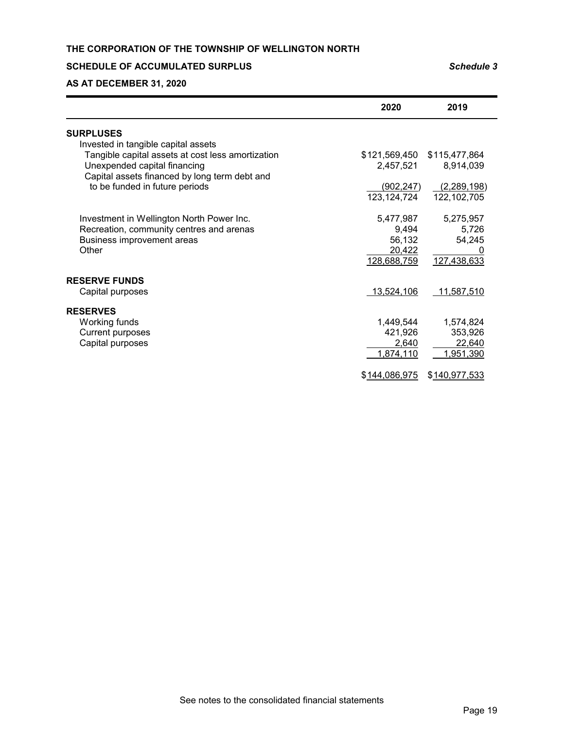**THE CORPORATION OF THE TOWNSHIP OF WELLINGTON NORTH**

**SCHEDULE OF ACCUMULATED SURPLUS** *Schedule 3*

**AS AT DECEMBER 31, 2020**

| | 2020 | 2019 |
|---|---|---|
| **SURPLUSES** | | |
| Invested in tangible capital assets | | |
| Tangible capital assets at cost less amortization | $121,569,450 | $115,477,864 |
| Unexpended capital financing | 2,457,521 | 8,914,039 |
| Capital assets financed by long term debt and to be funded in future periods | (902,247) | (2,289,198) |
| | 123,124,724 | 122,102,705 |
| Investment in Wellington North Power Inc. | 5,477,987 | 5,275,957 |
| Recreation, community centres and arenas | 9,494 | 5,726 |
| Business improvement areas | 56,132 | 54,245 |
| Other | 20,422 | 0 |
| | 128,688,759 | 127,438,633 |
| **RESERVE FUNDS** | | |
| Capital purposes | 13,524,106 | 11,587,510 |
| **RESERVES** | | |
| Working funds | 1,449,544 | 1,574,824 |
| Current purposes | 421,926 | 353,926 |
| Capital purposes | 2,640 | 22,640 |
| | 1,874,110 | 1,951,390 |
| | $144,086,975 | $140,977,533 |

See notes to the consolidated financial statements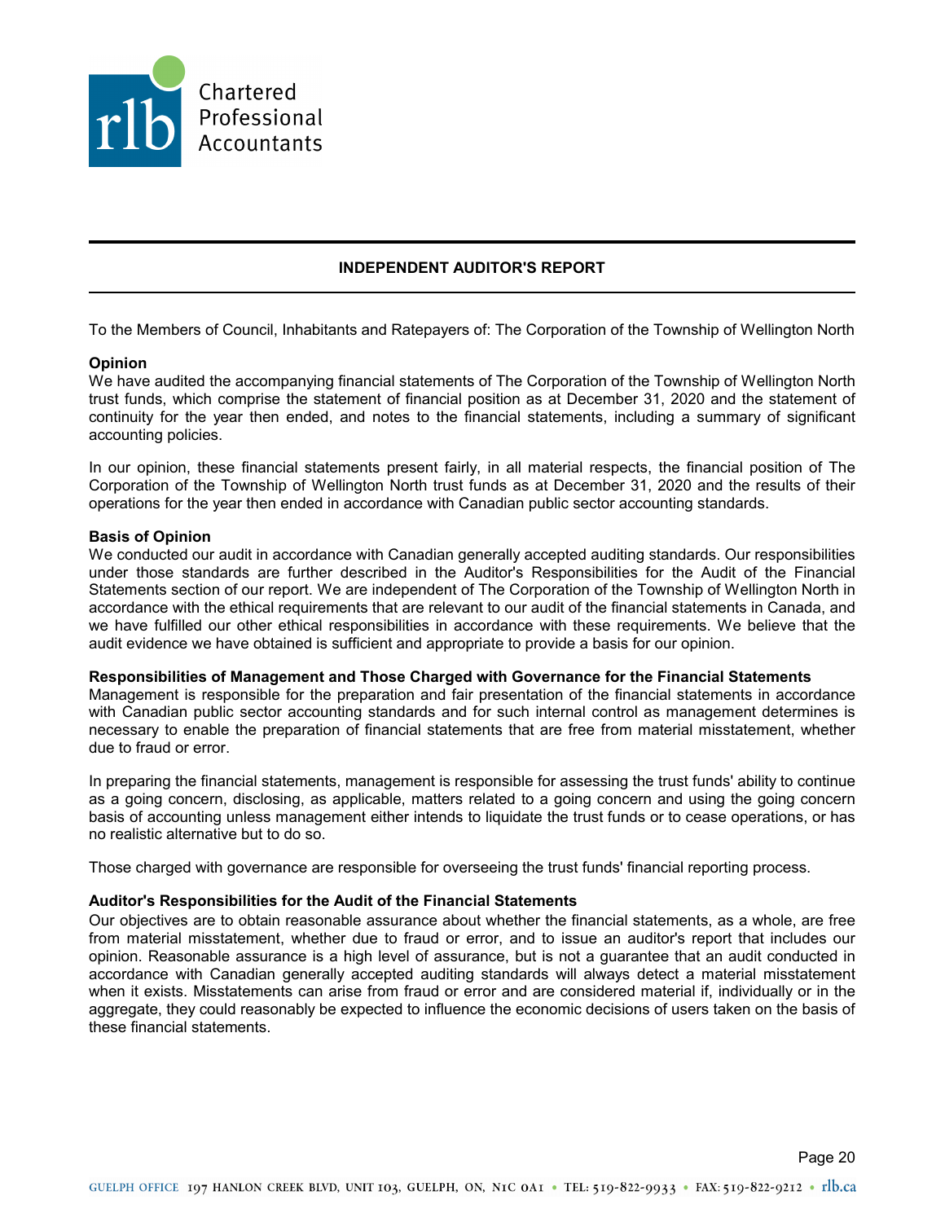Chartered Professional Accountants

# INDEPENDENT AUDITOR'S REPORT

To the Members of Council, Inhabitants and Ratepayers of: The Corporation of the Township of Wellington North

**Opinion**

We have audited the accompanying financial statements of The Corporation of the Township of Wellington North trust funds, which comprise the statement of financial position as at December 31, 2020 and the statement of continuity for the year then ended, and notes to the financial statements, including a summary of significant accounting policies.

In our opinion, these financial statements present fairly, in all material respects, the financial position of The Corporation of the Township of Wellington North trust funds as at December 31, 2020 and the results of their operations for the year then ended in accordance with Canadian public sector accounting standards.

**Basis of Opinion**

We conducted our audit in accordance with Canadian generally accepted auditing standards. Our responsibilities under those standards are further described in the Auditor's Responsibilities for the Audit of the Financial Statements section of our report. We are independent of The Corporation of the Township of Wellington North in accordance with the ethical requirements that are relevant to our audit of the financial statements in Canada, and we have fulfilled our other ethical responsibilities in accordance with these requirements. We believe that the audit evidence we have obtained is sufficient and appropriate to provide a basis for our opinion.

**Responsibilities of Management and Those Charged with Governance for the Financial Statements**

Management is responsible for the preparation and fair presentation of the financial statements in accordance with Canadian public sector accounting standards and for such internal control as management determines is necessary to enable the preparation of financial statements that are free from material misstatement, whether due to fraud or error.

In preparing the financial statements, management is responsible for assessing the trust funds' ability to continue as a going concern, disclosing, as applicable, matters related to a going concern and using the going concern basis of accounting unless management either intends to liquidate the trust funds or to cease operations, or has no realistic alternative but to do so.

Those charged with governance are responsible for overseeing the trust funds' financial reporting process.

**Auditor's Responsibilities for the Audit of the Financial Statements**

Our objectives are to obtain reasonable assurance about whether the financial statements, as a whole, are free from material misstatement, whether due to fraud or error, and to issue an auditor's report that includes our opinion. Reasonable assurance is a high level of assurance, but is not a guarantee that an audit conducted in accordance with Canadian generally accepted auditing standards will always detect a material misstatement when it exists. Misstatements can arise from fraud or error and are considered material if, individually or in the aggregate, they could reasonably be expected to influence the economic decisions of users taken on the basis of these financial statements.

GUELPH OFFICE 197 HANLON CREEK BLVD, UNIT 103, GUELPH, ON, N1C 0A1 • TEL: 519-822-9933 • FAX: 519-822-9212 • rlb.ca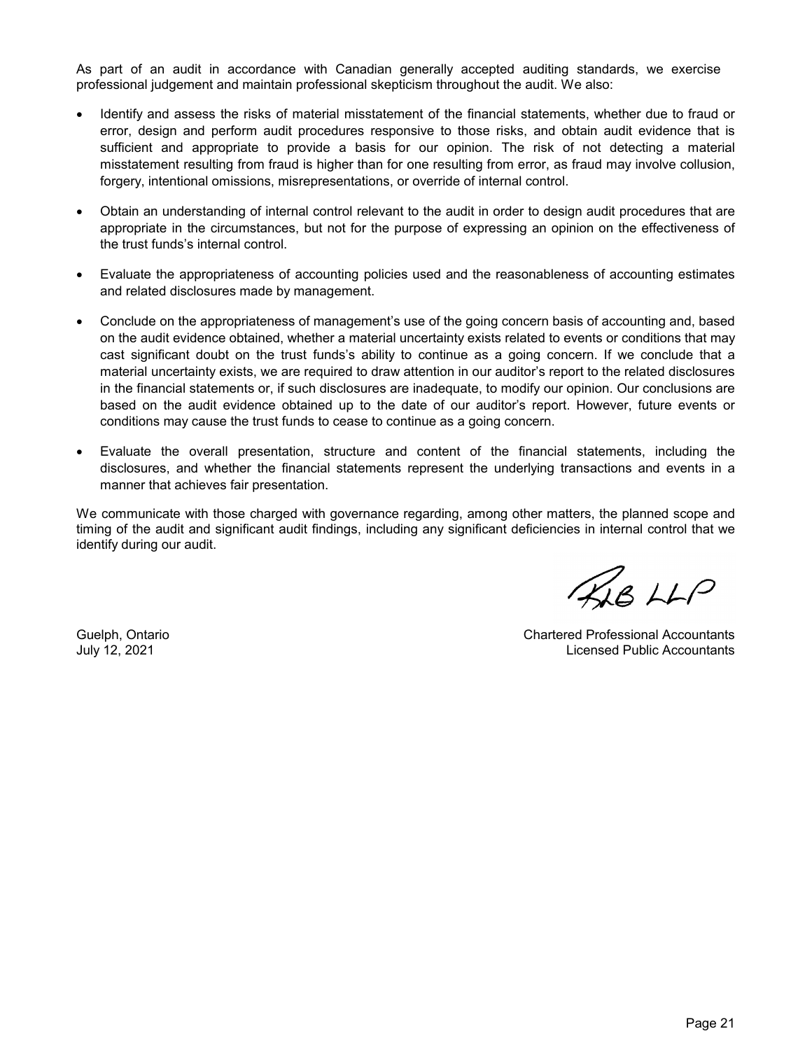As part of an audit in accordance with Canadian generally accepted auditing standards, we exercise professional judgement and maintain professional skepticism throughout the audit. We also:

- Identify and assess the risks of material misstatement of the financial statements, whether due to fraud or error, design and perform audit procedures responsive to those risks, and obtain audit evidence that is sufficient and appropriate to provide a basis for our opinion. The risk of not detecting a material misstatement resulting from fraud is higher than for one resulting from error, as fraud may involve collusion, forgery, intentional omissions, misrepresentations, or override of internal control.

- Obtain an understanding of internal control relevant to the audit in order to design audit procedures that are appropriate in the circumstances, but not for the purpose of expressing an opinion on the effectiveness of the trust funds's internal control.

- Evaluate the appropriateness of accounting policies used and the reasonableness of accounting estimates and related disclosures made by management.

- Conclude on the appropriateness of management's use of the going concern basis of accounting and, based on the audit evidence obtained, whether a material uncertainty exists related to events or conditions that may cast significant doubt on the trust funds's ability to continue as a going concern. If we conclude that a material uncertainty exists, we are required to draw attention in our auditor's report to the related disclosures in the financial statements or, if such disclosures are inadequate, to modify our opinion. Our conclusions are based on the audit evidence obtained up to the date of our auditor's report. However, future events or conditions may cause the trust funds to cease to continue as a going concern.

- Evaluate the overall presentation, structure and content of the financial statements, including the disclosures, and whether the financial statements represent the underlying transactions and events in a manner that achieves fair presentation.

We communicate with those charged with governance regarding, among other matters, the planned scope and timing of the audit and significant audit findings, including any significant deficiencies in internal control that we identify during our audit.

RLB LLP

Guelph, Ontario
July 12, 2021

Chartered Professional Accountants
Licensed Public Accountants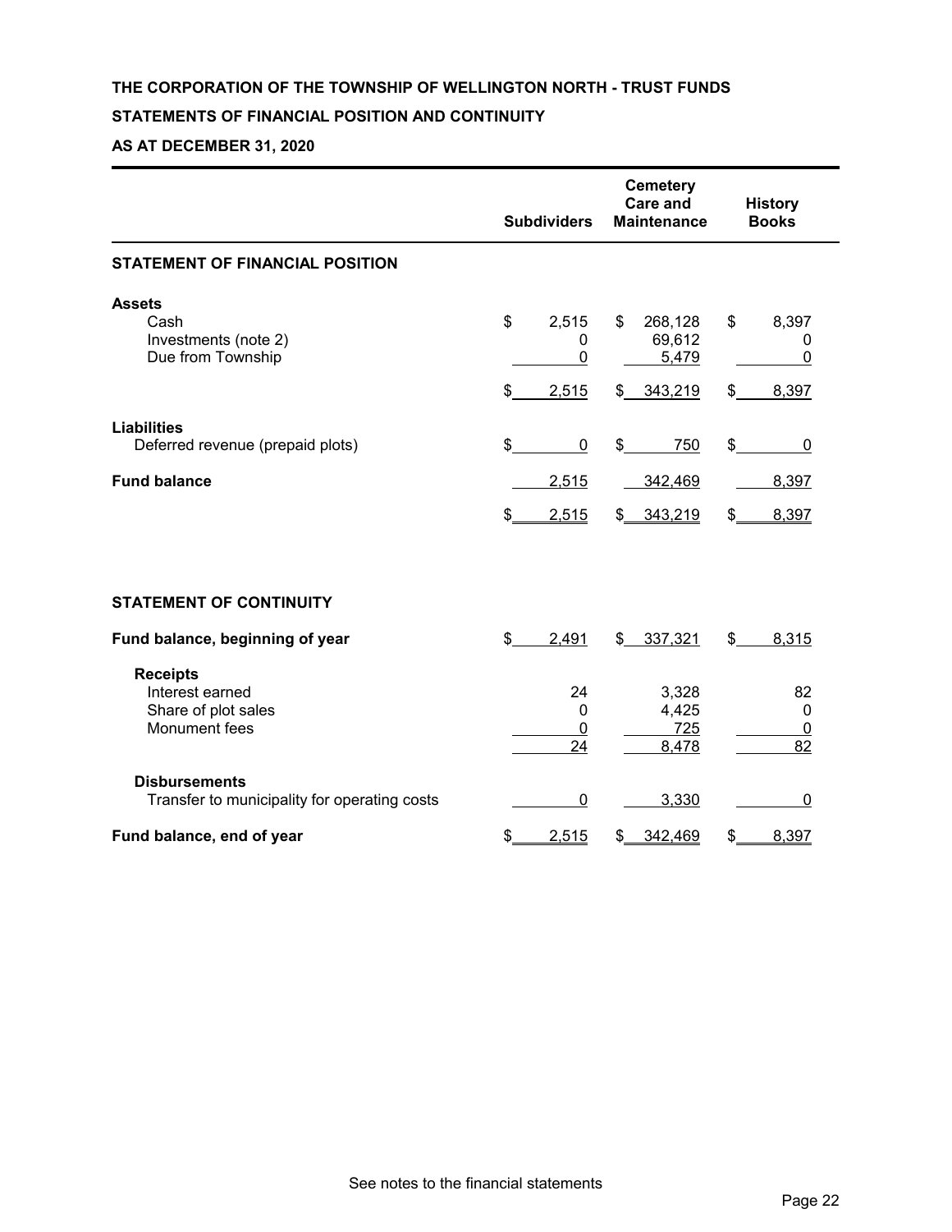**THE CORPORATION OF THE TOWNSHIP OF WELLINGTON NORTH - TRUST FUNDS**

**STATEMENTS OF FINANCIAL POSITION AND CONTINUITY**

**AS AT DECEMBER 31, 2020**

| | Subdividers | Cemetery Care and Maintenance | History Books |
|---|---|---|---|
| **STATEMENT OF FINANCIAL POSITION** | | | |
| **Assets** | | | |
| Cash | $ 2,515 | $ 268,128 | $ 8,397 |
| Investments (note 2) | 0 | 69,612 | 0 |
| Due from Township | 0 | 5,479 | 0 |
| | $ 2,515 | $ 343,219 | $ 8,397 |
| **Liabilities** | | | |
| Deferred revenue (prepaid plots) | $ 0 | $ 750 | $ 0 |
| **Fund balance** | 2,515 | 342,469 | 8,397 |
| | $ 2,515 | $ 343,219 | $ 8,397 |

| | Subdividers | Cemetery Care and Maintenance | History Books |
|---|---|---|---|
| **STATEMENT OF CONTINUITY** | | | |
| **Fund balance, beginning of year** | $ 2,491 | $ 337,321 | $ 8,315 |
| **Receipts** | | | |
| Interest earned | 24 | 3,328 | 82 |
| Share of plot sales | 0 | 4,425 | 0 |
| Monument fees | 0 | 725 | 0 |
| | 24 | 8,478 | 82 |
| **Disbursements** | | | |
| Transfer to municipality for operating costs | 0 | 3,330 | 0 |
| **Fund balance, end of year** | $ 2,515 | $ 342,469 | $ 8,397 |

See notes to the financial statements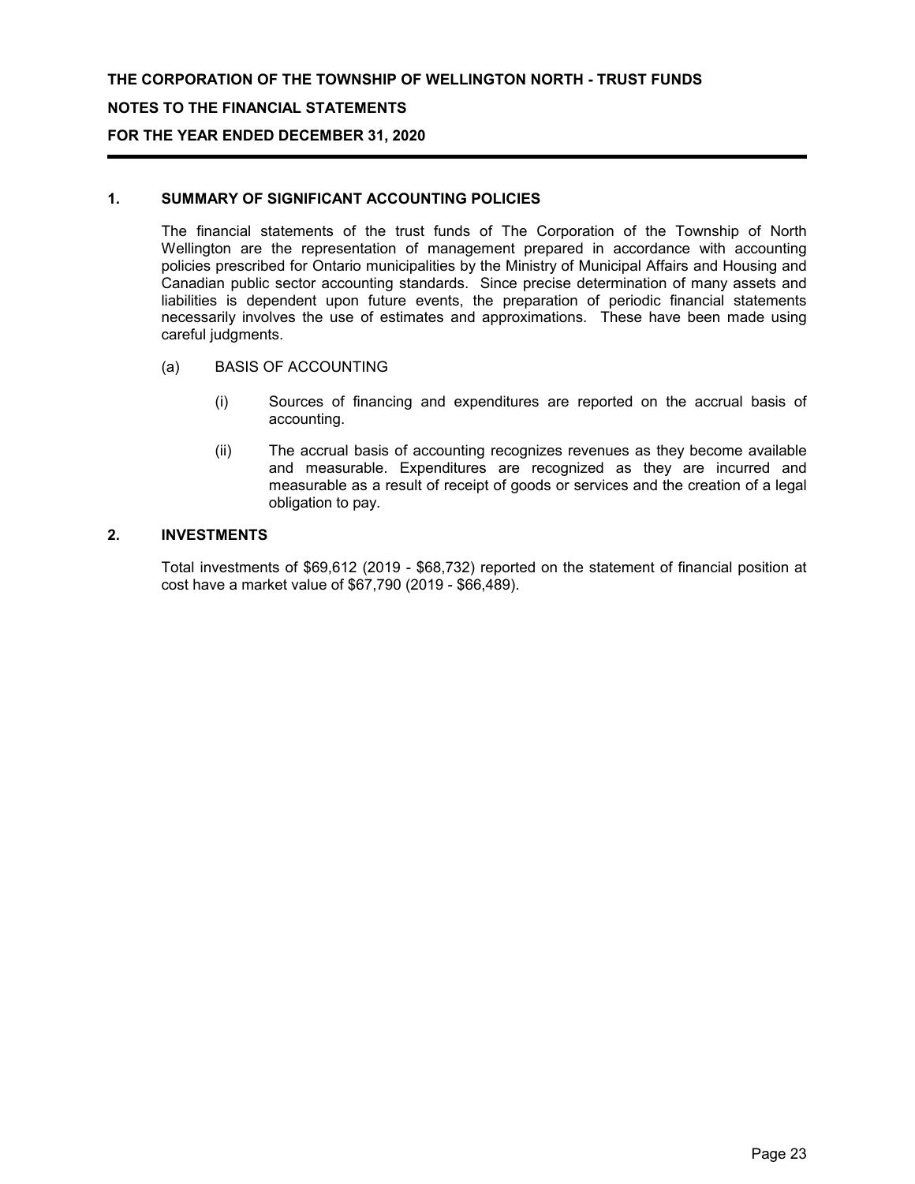**THE CORPORATION OF THE TOWNSHIP OF WELLINGTON NORTH - TRUST FUNDS**

**NOTES TO THE FINANCIAL STATEMENTS**

**FOR THE YEAR ENDED DECEMBER 31, 2020**

## 1. SUMMARY OF SIGNIFICANT ACCOUNTING POLICIES

The financial statements of the trust funds of The Corporation of the Township of North Wellington are the representation of management prepared in accordance with accounting policies prescribed for Ontario municipalities by the Ministry of Municipal Affairs and Housing and Canadian public sector accounting standards. Since precise determination of many assets and liabilities is dependent upon future events, the preparation of periodic financial statements necessarily involves the use of estimates and approximations. These have been made using careful judgments.

(a) BASIS OF ACCOUNTING

(i) Sources of financing and expenditures are reported on the accrual basis of accounting.

(ii) The accrual basis of accounting recognizes revenues as they become available and measurable. Expenditures are recognized as they are incurred and measurable as a result of receipt of goods or services and the creation of a legal obligation to pay.

## 2. INVESTMENTS

Total investments of $69,612 (2019 - $68,732) reported on the statement of financial position at cost have a market value of $67,790 (2019 - $66,489).